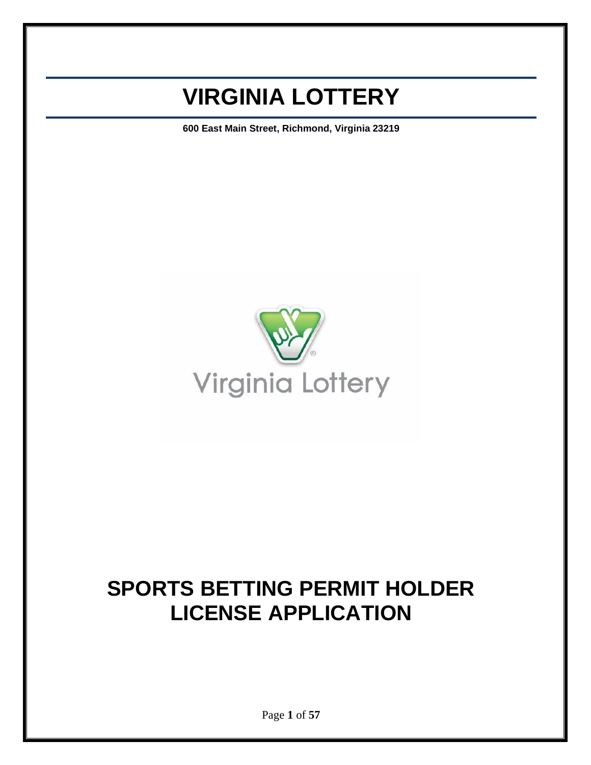# VIRGINIA LOTTERY

**600 East Main Street, Richmond, Virginia 23219**

Virginia Lottery

# SPORTS BETTING PERMIT HOLDER LICENSE APPLICATION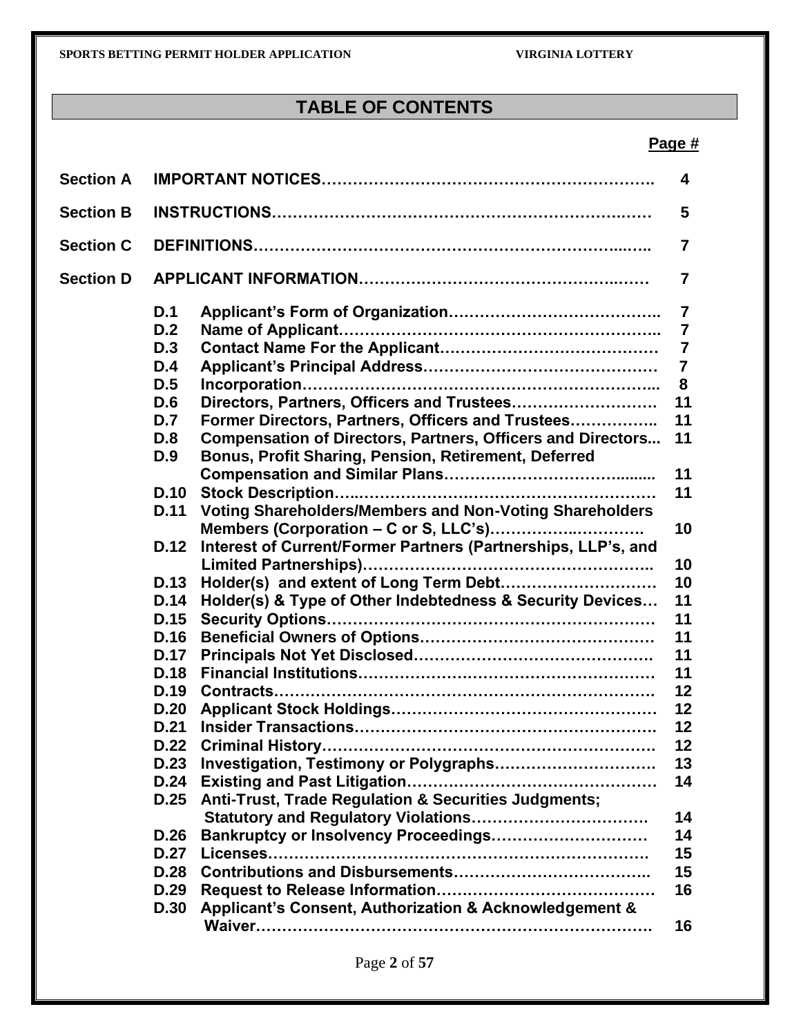## TABLE OF CONTENTS

| | | | Page # |
|---|---|---|---|
| **Section A** | | **IMPORTANT NOTICES** | **4** |
| **Section B** | | **INSTRUCTIONS** | **5** |
| **Section C** | | **DEFINITIONS** | **7** |
| **Section D** | | **APPLICANT INFORMATION** | **7** |
| | **D.1** | **Applicant's Form of Organization** | **7** |
| | **D.2** | **Name of Applicant** | **7** |
| | **D.3** | **Contact Name For the Applicant** | **7** |
| | **D.4** | **Applicant's Principal Address** | **7** |
| | **D.5** | **Incorporation** | **8** |
| | **D.6** | **Directors, Partners, Officers and Trustees** | **11** |
| | **D.7** | **Former Directors, Partners, Officers and Trustees** | **11** |
| | **D.8** | **Compensation of Directors, Partners, Officers and Directors** | **11** |
| | **D.9** | **Bonus, Profit Sharing, Pension, Retirement, Deferred Compensation and Similar Plans** | **11** |
| | **D.10** | **Stock Description** | **11** |
| | **D.11** | **Voting Shareholders/Members and Non-Voting Shareholders Members (Corporation – C or S, LLC's)** | **10** |
| | **D.12** | **Interest of Current/Former Partners (Partnerships, LLP's, and Limited Partnerships)** | **10** |
| | **D.13** | **Holder(s) and extent of Long Term Debt** | **10** |
| | **D.14** | **Holder(s) & Type of Other Indebtedness & Security Devices** | **11** |
| | **D.15** | **Security Options** | **11** |
| | **D.16** | **Beneficial Owners of Options** | **11** |
| | **D.17** | **Principals Not Yet Disclosed** | **11** |
| | **D.18** | **Financial Institutions** | **11** |
| | **D.19** | **Contracts** | **12** |
| | **D.20** | **Applicant Stock Holdings** | **12** |
| | **D.21** | **Insider Transactions** | **12** |
| | **D.22** | **Criminal History** | **12** |
| | **D.23** | **Investigation, Testimony or Polygraphs** | **13** |
| | **D.24** | **Existing and Past Litigation** | **14** |
| | **D.25** | **Anti-Trust, Trade Regulation & Securities Judgments; Statutory and Regulatory Violations** | **14** |
| | **D.26** | **Bankruptcy or Insolvency Proceedings** | **14** |
| | **D.27** | **Licenses** | **15** |
| | **D.28** | **Contributions and Disbursements** | **15** |
| | **D.29** | **Request to Release Information** | **16** |
| | **D.30** | **Applicant's Consent, Authorization & Acknowledgement & Waiver** | **16** |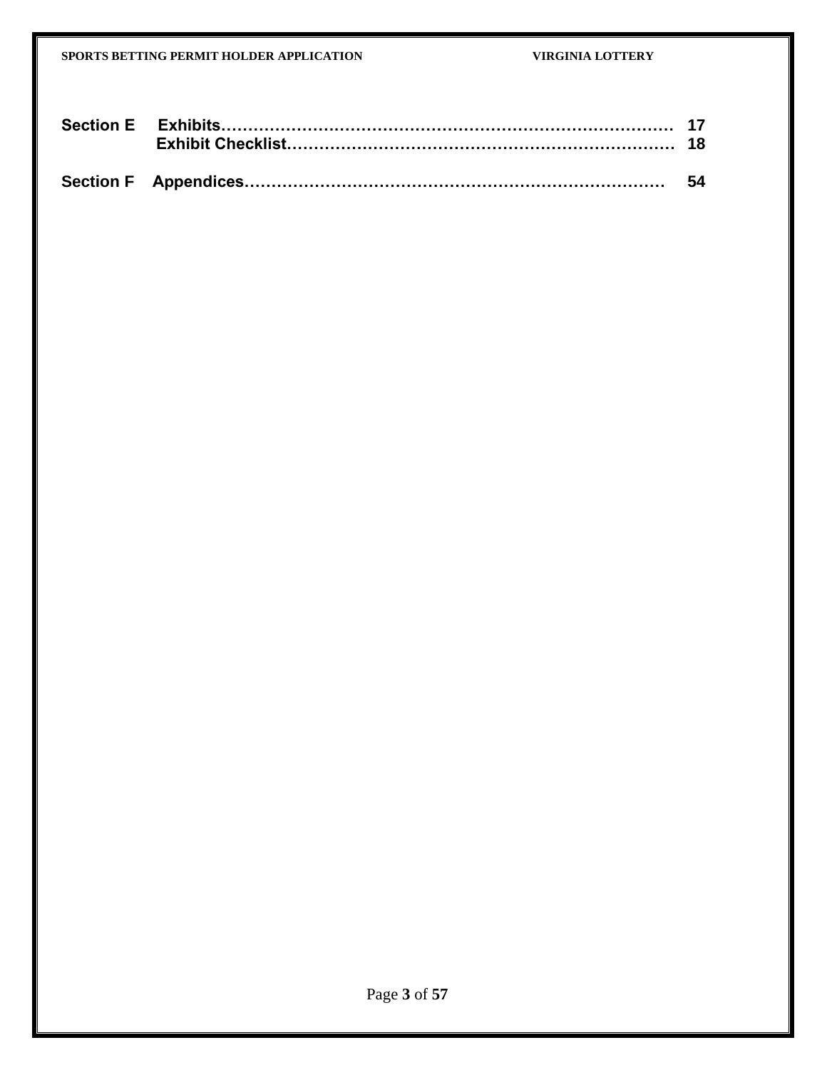**Section E Exhibits…………………………………………………………………………… 17**
**Exhibit Checklist………………………………………………………………… 18**

**Section F Appendices……………………………………………………………………… 54**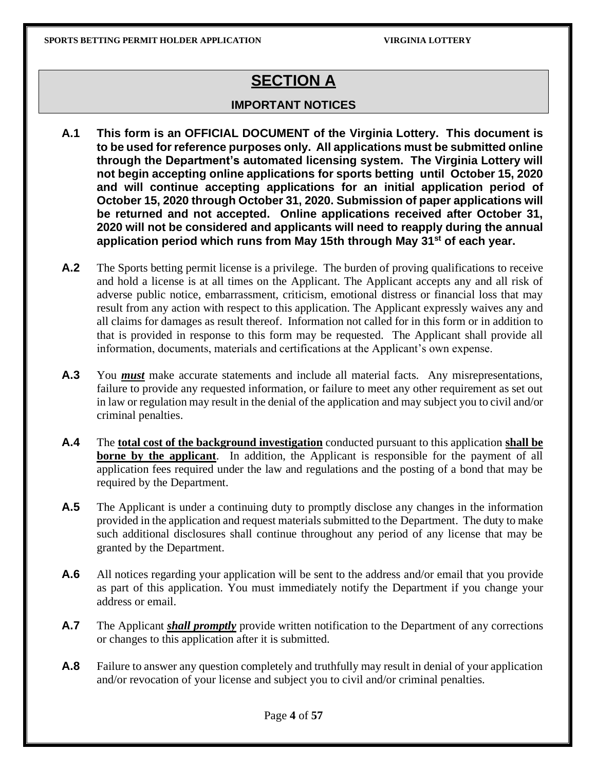# SECTION A

## IMPORTANT NOTICES

**A.1** **This form is an OFFICIAL DOCUMENT of the Virginia Lottery. This document is to be used for reference purposes only. All applications must be submitted online through the Department's automated licensing system. The Virginia Lottery will not begin accepting online applications for sports betting until October 15, 2020 and will continue accepting applications for an initial application period of October 15, 2020 through October 31, 2020. Submission of paper applications will be returned and not accepted. Online applications received after October 31, 2020 will not be considered and applicants will need to reapply during the annual application period which runs from May 15th through May 31st of each year.**

**A.2** The Sports betting permit license is a privilege. The burden of proving qualifications to receive and hold a license is at all times on the Applicant. The Applicant accepts any and all risk of adverse public notice, embarrassment, criticism, emotional distress or financial loss that may result from any action with respect to this application. The Applicant expressly waives any and all claims for damages as result thereof. Information not called for in this form or in addition to that is provided in response to this form may be requested. The Applicant shall provide all information, documents, materials and certifications at the Applicant's own expense.

**A.3** You ***must*** make accurate statements and include all material facts. Any misrepresentations, failure to provide any requested information, or failure to meet any other requirement as set out in law or regulation may result in the denial of the application and may subject you to civil and/or criminal penalties.

**A.4** The **total cost of the background investigation** conducted pursuant to this application **shall be borne by the applicant**. In addition, the Applicant is responsible for the payment of all application fees required under the law and regulations and the posting of a bond that may be required by the Department.

**A.5** The Applicant is under a continuing duty to promptly disclose any changes in the information provided in the application and request materials submitted to the Department. The duty to make such additional disclosures shall continue throughout any period of any license that may be granted by the Department.

**A.6** All notices regarding your application will be sent to the address and/or email that you provide as part of this application. You must immediately notify the Department if you change your address or email.

**A.7** The Applicant ***shall promptly*** provide written notification to the Department of any corrections or changes to this application after it is submitted.

**A.8** Failure to answer any question completely and truthfully may result in denial of your application and/or revocation of your license and subject you to civil and/or criminal penalties.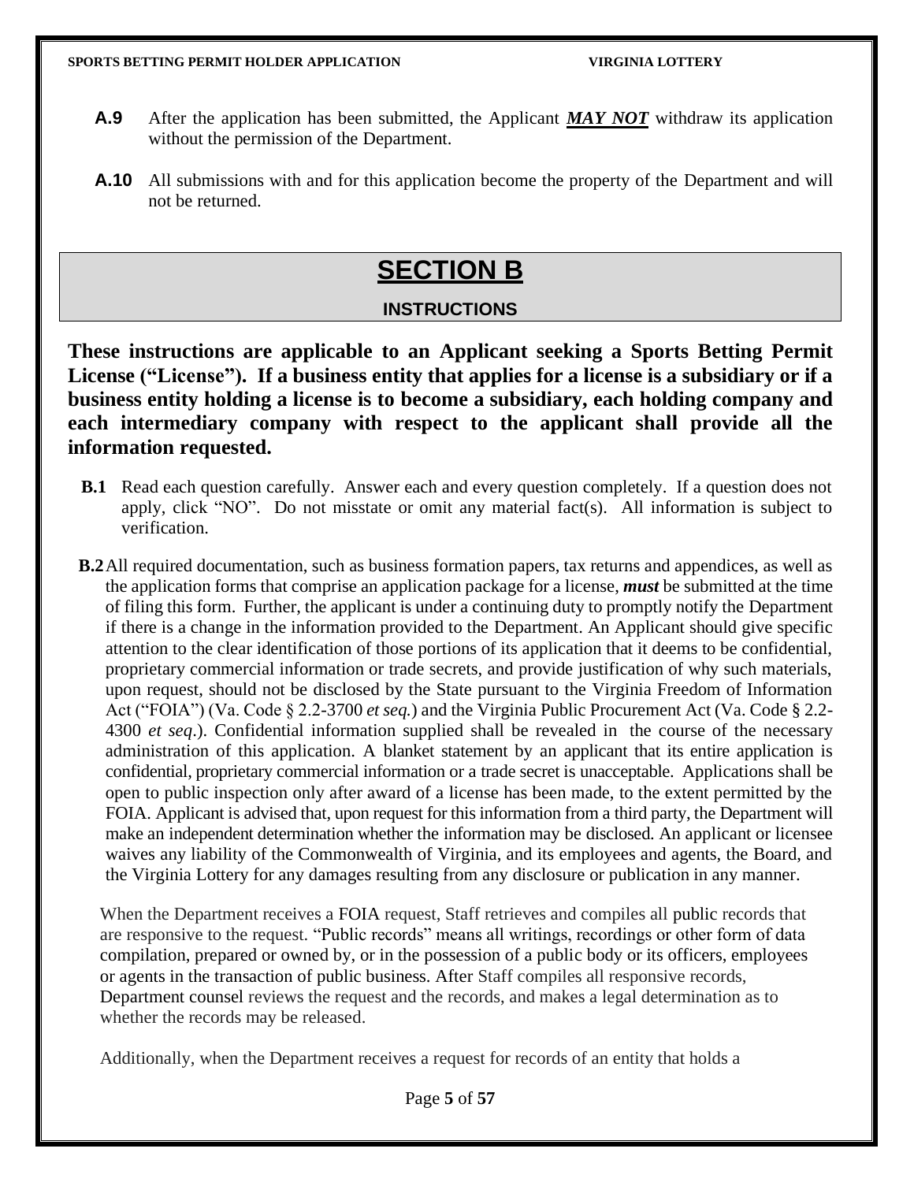**A.9** After the application has been submitted, the Applicant ***MAY NOT*** withdraw its application without the permission of the Department.

**A.10** All submissions with and for this application become the property of the Department and will not be returned.

# SECTION B

## INSTRUCTIONS

**These instructions are applicable to an Applicant seeking a Sports Betting Permit License ("License"). If a business entity that applies for a license is a subsidiary or if a business entity holding a license is to become a subsidiary, each holding company and each intermediary company with respect to the applicant shall provide all the information requested.**

**B.1** Read each question carefully. Answer each and every question completely. If a question does not apply, click "NO". Do not misstate or omit any material fact(s). All information is subject to verification.

**B.2** All required documentation, such as business formation papers, tax returns and appendices, as well as the application forms that comprise an application package for a license, ***must*** be submitted at the time of filing this form. Further, the applicant is under a continuing duty to promptly notify the Department if there is a change in the information provided to the Department. An Applicant should give specific attention to the clear identification of those portions of its application that it deems to be confidential, proprietary commercial information or trade secrets, and provide justification of why such materials, upon request, should not be disclosed by the State pursuant to the Virginia Freedom of Information Act ("FOIA") (Va. Code § 2.2-3700 *et seq.*) and the Virginia Public Procurement Act (Va. Code § 2.2-4300 *et seq*.). Confidential information supplied shall be revealed in the course of the necessary administration of this application. A blanket statement by an applicant that its entire application is confidential, proprietary commercial information or a trade secret is unacceptable. Applications shall be open to public inspection only after award of a license has been made, to the extent permitted by the FOIA. Applicant is advised that, upon request for this information from a third party, the Department will make an independent determination whether the information may be disclosed. An applicant or licensee waives any liability of the Commonwealth of Virginia, and its employees and agents, the Board, and the Virginia Lottery for any damages resulting from any disclosure or publication in any manner.

When the Department receives a FOIA request, Staff retrieves and compiles all public records that are responsive to the request. "Public records" means all writings, recordings or other form of data compilation, prepared or owned by, or in the possession of a public body or its officers, employees or agents in the transaction of public business. After Staff compiles all responsive records, Department counsel reviews the request and the records, and makes a legal determination as to whether the records may be released.

Additionally, when the Department receives a request for records of an entity that holds a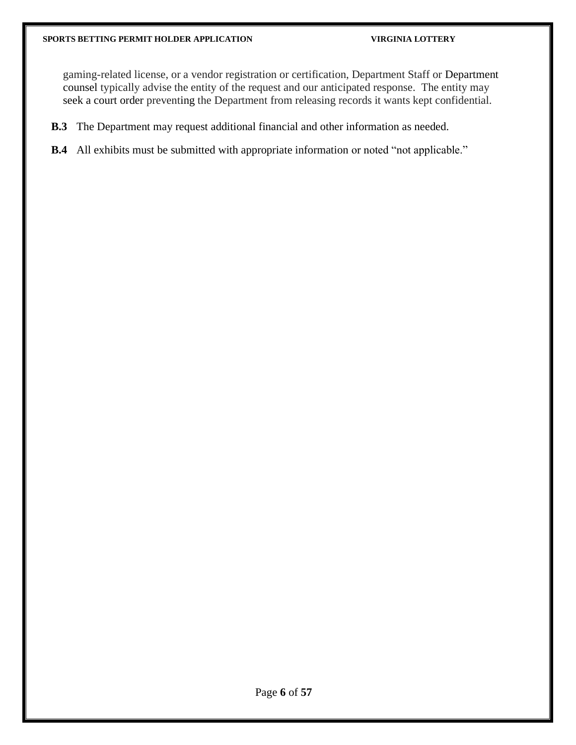gaming-related license, or a vendor registration or certification, Department Staff or Department counsel typically advise the entity of the request and our anticipated response. The entity may seek a court order preventing the Department from releasing records it wants kept confidential.

**B.3** The Department may request additional financial and other information as needed.

**B.4** All exhibits must be submitted with appropriate information or noted "not applicable."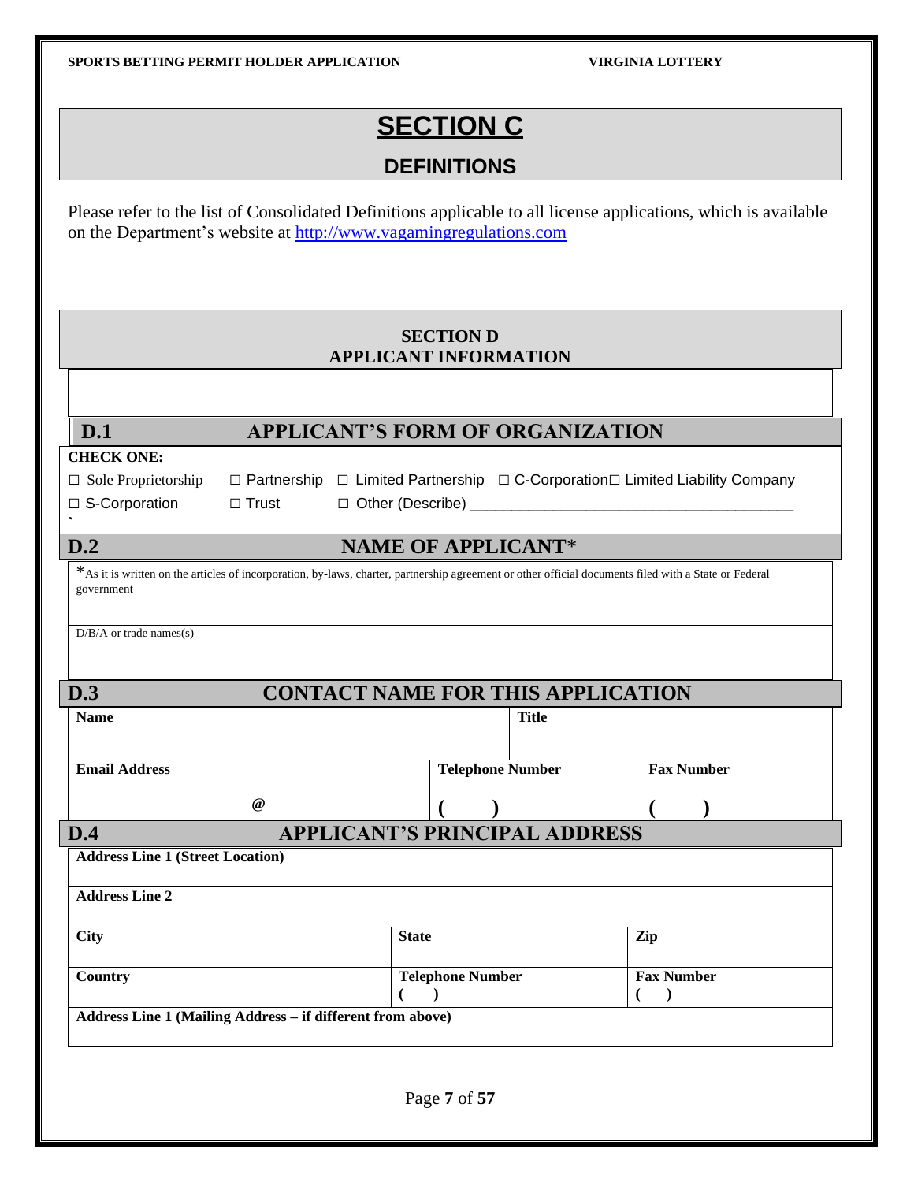# SECTION C

## DEFINITIONS

Please refer to the list of Consolidated Definitions applicable to all license applications, which is available on the Department's website at [http://www.vagamingregulations.com](http://www.vagamingregulations.com)

## SECTION D
## APPLICANT INFORMATION

### D.1 APPLICANT'S FORM OF ORGANIZATION

**CHECK ONE:**

☐ Sole Proprietorship ☐ Partnership ☐ Limited Partnership ☐ C-Corporation ☐ Limited Liability Company

☐ S-Corporation ☐ Trust ☐ Other (Describe) ______________________________________

### D.2 NAME OF APPLICANT*

*As it is written on the articles of incorporation, by-laws, charter, partnership agreement or other official documents filed with a State or Federal government

D/B/A or trade names(s)

### D.3 CONTACT NAME FOR THIS APPLICATION

| **Name** | | **Title** |
|---|---|---|
| | | |
| **Email Address** | **Telephone Number** | **Fax Number** |
| @ | ( ) | ( ) |

### D.4 APPLICANT'S PRINCIPAL ADDRESS

| **Address Line 1 (Street Location)** | | |
|---|---|---|
| | | |
| **Address Line 2** | | |
| | | |
| **City** | **State** | **Zip** |
| | | |
| **Country** | **Telephone Number** | **Fax Number** |
| | ( ) | ( ) |
| **Address Line 1 (Mailing Address – if different from above)** | | |
| | | |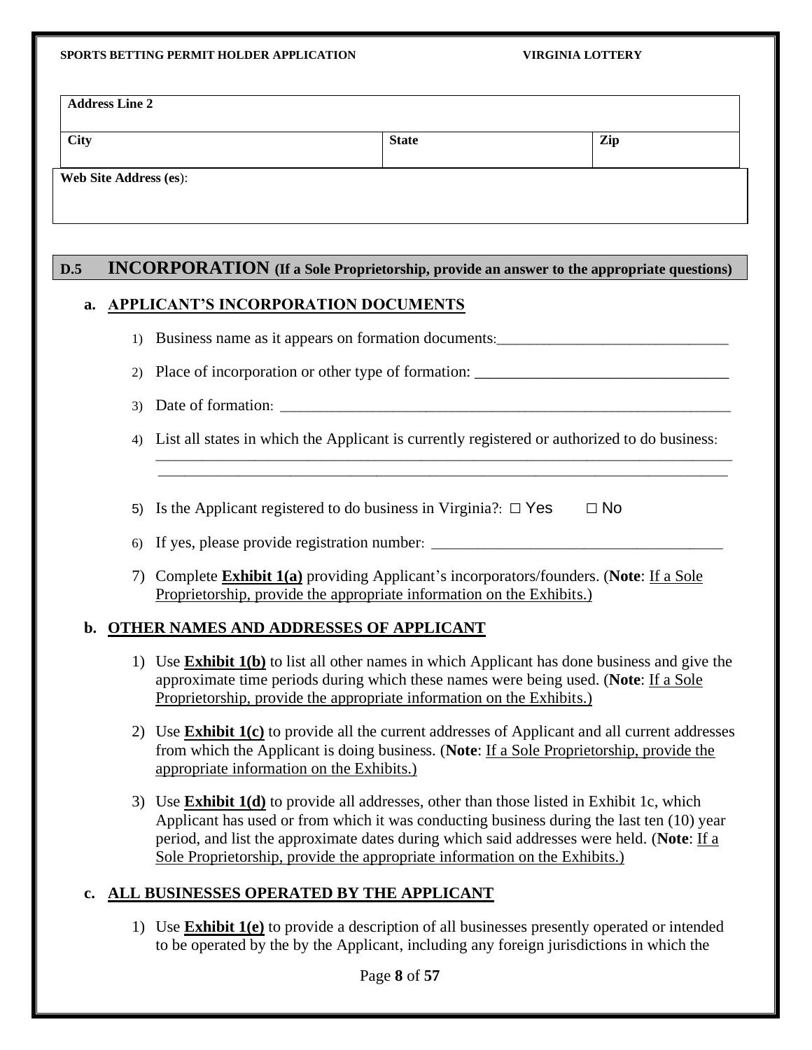| Address Line 2 | | |
|---|---|---|
| **City** | **State** | **Zip** |
| **Web Site Address (es)**: | | |

## D.5 INCORPORATION (If a Sole Proprietorship, provide an answer to the appropriate questions)

### a. APPLICANT'S INCORPORATION DOCUMENTS

1) Business name as it appears on formation documents:______________________________

2) Place of incorporation or other type of formation: ________________________________

3) Date of formation: ____________________________________________________________

4) List all states in which the Applicant is currently registered or authorized to do business:
_____________________________________________________________________________
_____________________________________________________________________________

5) Is the Applicant registered to do business in Virginia?: ☐ Yes ☐ No

6) If yes, please provide registration number: ______________________________________

7) Complete **Exhibit 1(a)** providing Applicant's incorporators/founders. (**Note**: If a Sole Proprietorship, provide the appropriate information on the Exhibits.)

### b. OTHER NAMES AND ADDRESSES OF APPLICANT

1) Use **Exhibit 1(b)** to list all other names in which Applicant has done business and give the approximate time periods during which these names were being used. (**Note**: If a Sole Proprietorship, provide the appropriate information on the Exhibits.)

2) Use **Exhibit 1(c)** to provide all the current addresses of Applicant and all current addresses from which the Applicant is doing business. (**Note**: If a Sole Proprietorship, provide the appropriate information on the Exhibits.)

3) Use **Exhibit 1(d)** to provide all addresses, other than those listed in Exhibit 1c, which Applicant has used or from which it was conducting business during the last ten (10) year period, and list the approximate dates during which said addresses were held. (**Note**: If a Sole Proprietorship, provide the appropriate information on the Exhibits.)

### c. ALL BUSINESSES OPERATED BY THE APPLICANT

1) Use **Exhibit 1(e)** to provide a description of all businesses presently operated or intended to be operated by the by the Applicant, including any foreign jurisdictions in which the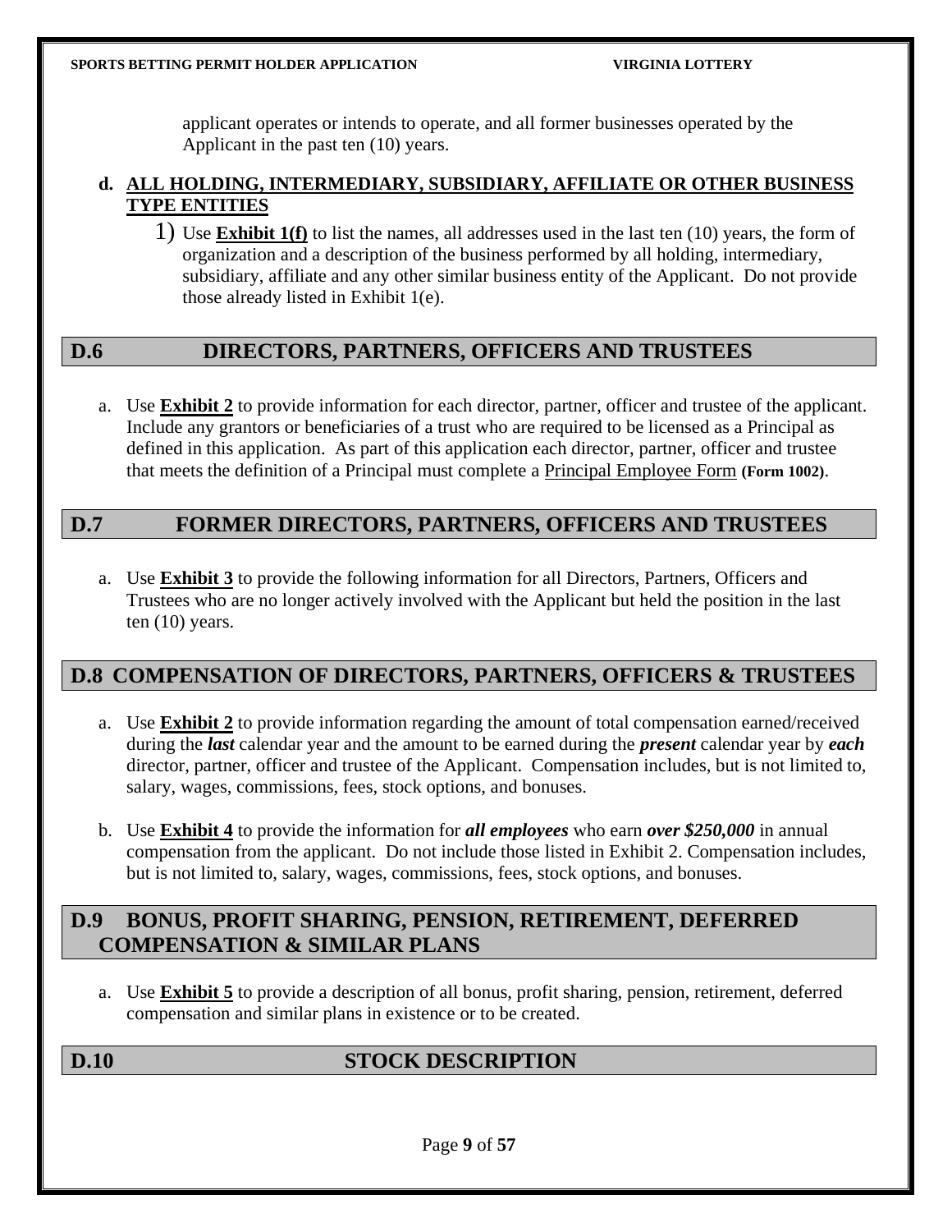applicant operates or intends to operate, and all former businesses operated by the Applicant in the past ten (10) years.

**d. ALL HOLDING, INTERMEDIARY, SUBSIDIARY, AFFILIATE OR OTHER BUSINESS TYPE ENTITIES**

1) Use **Exhibit 1(f)** to list the names, all addresses used in the last ten (10) years, the form of organization and a description of the business performed by all holding, intermediary, subsidiary, affiliate and any other similar business entity of the Applicant. Do not provide those already listed in Exhibit 1(e).

## D.6 DIRECTORS, PARTNERS, OFFICERS AND TRUSTEES

a. Use **Exhibit 2** to provide information for each director, partner, officer and trustee of the applicant. Include any grantors or beneficiaries of a trust who are required to be licensed as a Principal as defined in this application. As part of this application each director, partner, officer and trustee that meets the definition of a Principal must complete a Principal Employee Form **(Form 1002)**.

## D.7 FORMER DIRECTORS, PARTNERS, OFFICERS AND TRUSTEES

a. Use **Exhibit 3** to provide the following information for all Directors, Partners, Officers and Trustees who are no longer actively involved with the Applicant but held the position in the last ten (10) years.

## D.8 COMPENSATION OF DIRECTORS, PARTNERS, OFFICERS & TRUSTEES

a. Use **Exhibit 2** to provide information regarding the amount of total compensation earned/received during the ***last*** calendar year and the amount to be earned during the ***present*** calendar year by ***each*** director, partner, officer and trustee of the Applicant. Compensation includes, but is not limited to, salary, wages, commissions, fees, stock options, and bonuses.

b. Use **Exhibit 4** to provide the information for ***all employees*** who earn ***over $250,000*** in annual compensation from the applicant. Do not include those listed in Exhibit 2. Compensation includes, but is not limited to, salary, wages, commissions, fees, stock options, and bonuses.

## D.9 BONUS, PROFIT SHARING, PENSION, RETIREMENT, DEFERRED COMPENSATION & SIMILAR PLANS

a. Use **Exhibit 5** to provide a description of all bonus, profit sharing, pension, retirement, deferred compensation and similar plans in existence or to be created.

## D.10 STOCK DESCRIPTION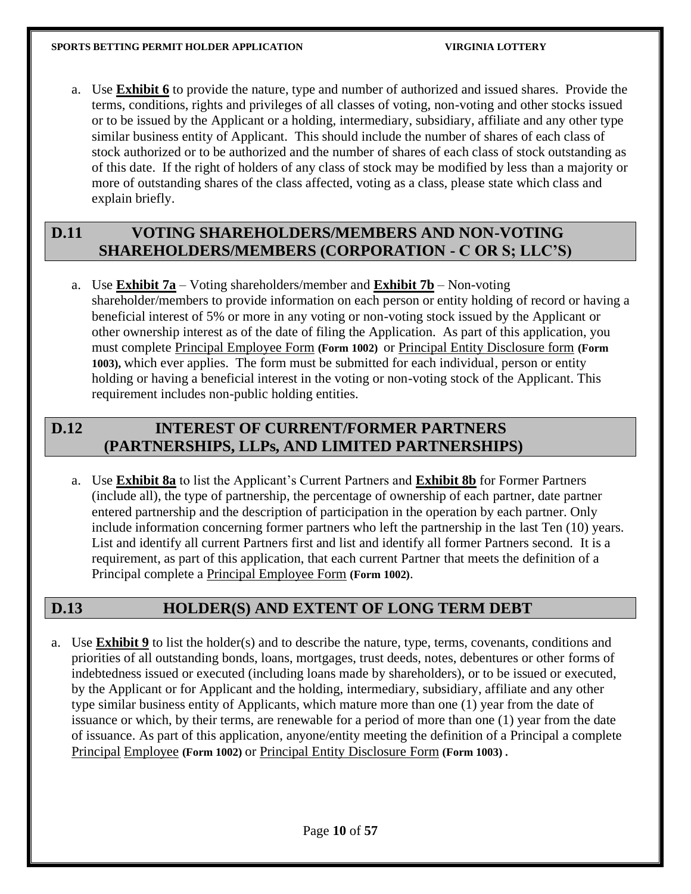a. Use **Exhibit 6** to provide the nature, type and number of authorized and issued shares. Provide the terms, conditions, rights and privileges of all classes of voting, non-voting and other stocks issued or to be issued by the Applicant or a holding, intermediary, subsidiary, affiliate and any other type similar business entity of Applicant. This should include the number of shares of each class of stock authorized or to be authorized and the number of shares of each class of stock outstanding as of this date. If the right of holders of any class of stock may be modified by less than a majority or more of outstanding shares of the class affected, voting as a class, please state which class and explain briefly.

## D.11 VOTING SHAREHOLDERS/MEMBERS AND NON-VOTING SHAREHOLDERS/MEMBERS (CORPORATION - C OR S; LLC'S)

a. Use **Exhibit 7a** – Voting shareholders/member and **Exhibit 7b** – Non-voting shareholder/members to provide information on each person or entity holding of record or having a beneficial interest of 5% or more in any voting or non-voting stock issued by the Applicant or other ownership interest as of the date of filing the Application. As part of this application, you must complete Principal Employee Form **(Form 1002)** or Principal Entity Disclosure form **(Form 1003),** which ever applies. The form must be submitted for each individual, person or entity holding or having a beneficial interest in the voting or non-voting stock of the Applicant. This requirement includes non-public holding entities.

## D.12 INTEREST OF CURRENT/FORMER PARTNERS (PARTNERSHIPS, LLPs, AND LIMITED PARTNERSHIPS)

a. Use **Exhibit 8a** to list the Applicant's Current Partners and **Exhibit 8b** for Former Partners (include all), the type of partnership, the percentage of ownership of each partner, date partner entered partnership and the description of participation in the operation by each partner. Only include information concerning former partners who left the partnership in the last Ten (10) years. List and identify all current Partners first and list and identify all former Partners second. It is a requirement, as part of this application, that each current Partner that meets the definition of a Principal complete a Principal Employee Form **(Form 1002)**.

## D.13 HOLDER(S) AND EXTENT OF LONG TERM DEBT

a. Use **Exhibit 9** to list the holder(s) and to describe the nature, type, terms, covenants, conditions and priorities of all outstanding bonds, loans, mortgages, trust deeds, notes, debentures or other forms of indebtedness issued or executed (including loans made by shareholders), or to be issued or executed, by the Applicant or for Applicant and the holding, intermediary, subsidiary, affiliate and any other type similar business entity of Applicants, which mature more than one (1) year from the date of issuance or which, by their terms, are renewable for a period of more than one (1) year from the date of issuance. As part of this application, anyone/entity meeting the definition of a Principal a complete Principal Employee **(Form 1002)** or Principal Entity Disclosure Form **(Form 1003)** .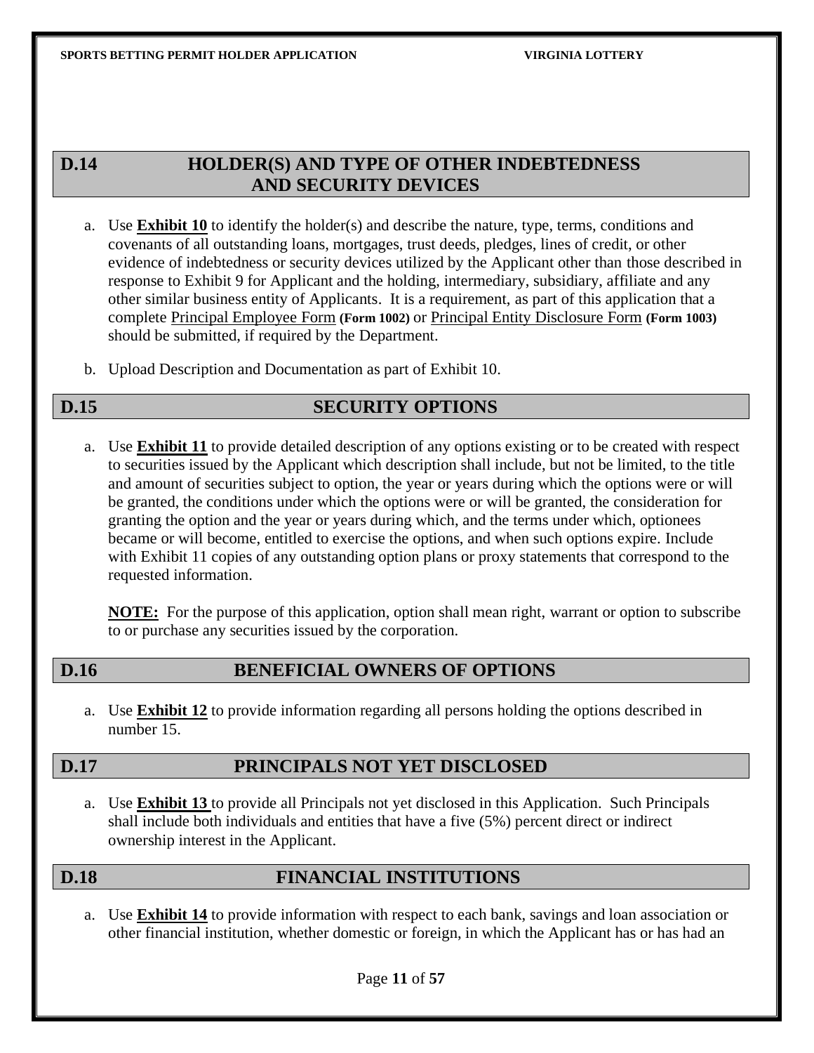## D.14 HOLDER(S) AND TYPE OF OTHER INDEBTEDNESS AND SECURITY DEVICES

a. Use **Exhibit 10** to identify the holder(s) and describe the nature, type, terms, conditions and covenants of all outstanding loans, mortgages, trust deeds, pledges, lines of credit, or other evidence of indebtedness or security devices utilized by the Applicant other than those described in response to Exhibit 9 for Applicant and the holding, intermediary, subsidiary, affiliate and any other similar business entity of Applicants. It is a requirement, as part of this application that a complete Principal Employee Form **(Form 1002)** or Principal Entity Disclosure Form **(Form 1003)** should be submitted, if required by the Department.

b. Upload Description and Documentation as part of Exhibit 10.

## D.15 SECURITY OPTIONS

a. Use **Exhibit 11** to provide detailed description of any options existing or to be created with respect to securities issued by the Applicant which description shall include, but not be limited, to the title and amount of securities subject to option, the year or years during which the options were or will be granted, the conditions under which the options were or will be granted, the consideration for granting the option and the year or years during which, and the terms under which, optionees became or will become, entitled to exercise the options, and when such options expire. Include with Exhibit 11 copies of any outstanding option plans or proxy statements that correspond to the requested information.

   **NOTE:** For the purpose of this application, option shall mean right, warrant or option to subscribe to or purchase any securities issued by the corporation.

## D.16 BENEFICIAL OWNERS OF OPTIONS

a. Use **Exhibit 12** to provide information regarding all persons holding the options described in number 15.

## D.17 PRINCIPALS NOT YET DISCLOSED

a. Use **Exhibit 13** to provide all Principals not yet disclosed in this Application. Such Principals shall include both individuals and entities that have a five (5%) percent direct or indirect ownership interest in the Applicant.

## D.18 FINANCIAL INSTITUTIONS

a. Use **Exhibit 14** to provide information with respect to each bank, savings and loan association or other financial institution, whether domestic or foreign, in which the Applicant has or has had an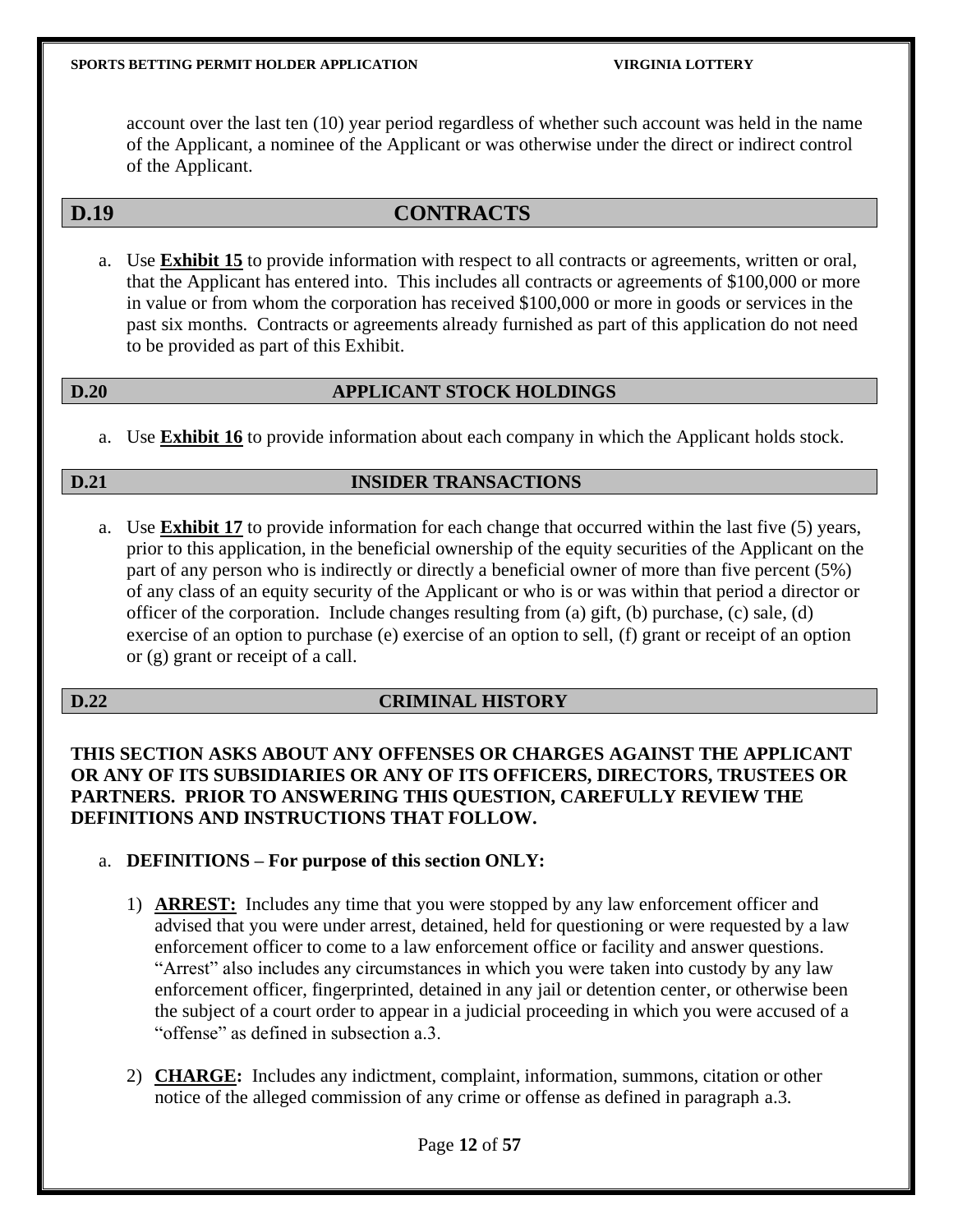account over the last ten (10) year period regardless of whether such account was held in the name of the Applicant, a nominee of the Applicant or was otherwise under the direct or indirect control of the Applicant.

## D.19 CONTRACTS

a. Use **Exhibit 15** to provide information with respect to all contracts or agreements, written or oral, that the Applicant has entered into. This includes all contracts or agreements of $100,000 or more in value or from whom the corporation has received $100,000 or more in goods or services in the past six months. Contracts or agreements already furnished as part of this application do not need to be provided as part of this Exhibit.

## D.20 APPLICANT STOCK HOLDINGS

a. Use **Exhibit 16** to provide information about each company in which the Applicant holds stock.

## D.21 INSIDER TRANSACTIONS

a. Use **Exhibit 17** to provide information for each change that occurred within the last five (5) years, prior to this application, in the beneficial ownership of the equity securities of the Applicant on the part of any person who is indirectly or directly a beneficial owner of more than five percent (5%) of any class of an equity security of the Applicant or who is or was within that period a director or officer of the corporation. Include changes resulting from (a) gift, (b) purchase, (c) sale, (d) exercise of an option to purchase (e) exercise of an option to sell, (f) grant or receipt of an option or (g) grant or receipt of a call.

## D.22 CRIMINAL HISTORY

**THIS SECTION ASKS ABOUT ANY OFFENSES OR CHARGES AGAINST THE APPLICANT OR ANY OF ITS SUBSIDIARIES OR ANY OF ITS OFFICERS, DIRECTORS, TRUSTEES OR PARTNERS. PRIOR TO ANSWERING THIS QUESTION, CAREFULLY REVIEW THE DEFINITIONS AND INSTRUCTIONS THAT FOLLOW.**

a. **DEFINITIONS – For purpose of this section ONLY:**

1) **ARREST:** Includes any time that you were stopped by any law enforcement officer and advised that you were under arrest, detained, held for questioning or were requested by a law enforcement officer to come to a law enforcement office or facility and answer questions. "Arrest" also includes any circumstances in which you were taken into custody by any law enforcement officer, fingerprinted, detained in any jail or detention center, or otherwise been the subject of a court order to appear in a judicial proceeding in which you were accused of a "offense" as defined in subsection a.3.

2) **CHARGE:** Includes any indictment, complaint, information, summons, citation or other notice of the alleged commission of any crime or offense as defined in paragraph a.3.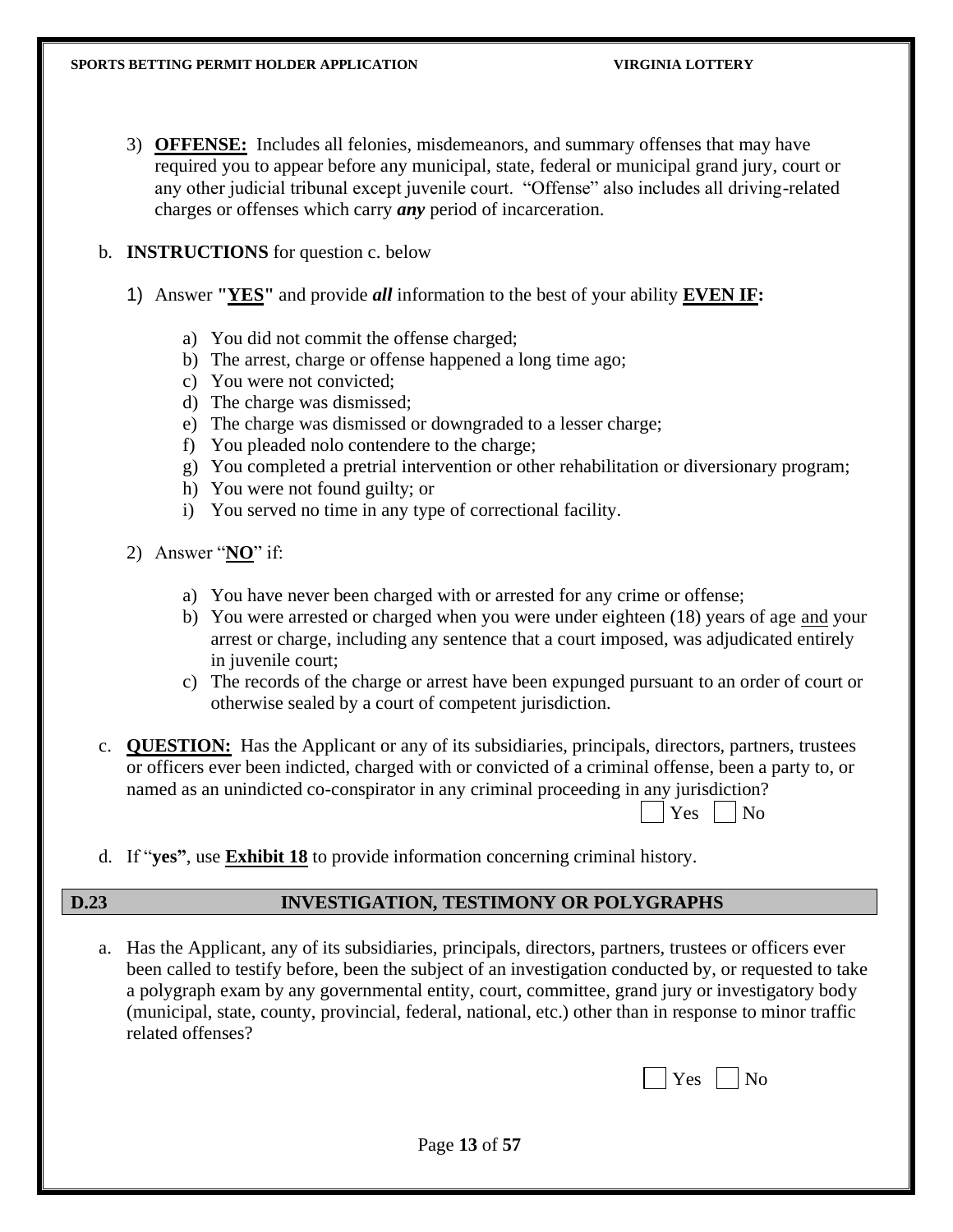3) **<u>OFFENSE:</u>** Includes all felonies, misdemeanors, and summary offenses that may have required you to appear before any municipal, state, federal or municipal grand jury, court or any other judicial tribunal except juvenile court. "Offense" also includes all driving-related charges or offenses which carry ***any*** period of incarceration.

b. **INSTRUCTIONS** for question c. below

1) Answer **"<u>YES</u>"** and provide ***all*** information to the best of your ability **<u>EVEN IF</u>:**

   a) You did not commit the offense charged;
   b) The arrest, charge or offense happened a long time ago;
   c) You were not convicted;
   d) The charge was dismissed;
   e) The charge was dismissed or downgraded to a lesser charge;
   f) You pleaded nolo contendere to the charge;
   g) You completed a pretrial intervention or other rehabilitation or diversionary program;
   h) You were not found guilty; or
   i) You served no time in any type of correctional facility.

2) Answer "**<u>NO</u>**" if:

   a) You have never been charged with or arrested for any crime or offense;
   b) You were arrested or charged when you were under eighteen (18) years of age <u>and</u> your arrest or charge, including any sentence that a court imposed, was adjudicated entirely in juvenile court;
   c) The records of the charge or arrest have been expunged pursuant to an order of court or otherwise sealed by a court of competent jurisdiction.

c. **<u>QUESTION:</u>** Has the Applicant or any of its subsidiaries, principals, directors, partners, trustees or officers ever been indicted, charged with or convicted of a criminal offense, been a party to, or named as an unindicted co-conspirator in any criminal proceeding in any jurisdiction?

☐ Yes ☐ No

d. If "**yes"**, use **<u>Exhibit 18</u>** to provide information concerning criminal history.

## D.23 INVESTIGATION, TESTIMONY OR POLYGRAPHS

a. Has the Applicant, any of its subsidiaries, principals, directors, partners, trustees or officers ever been called to testify before, been the subject of an investigation conducted by, or requested to take a polygraph exam by any governmental entity, court, committee, grand jury or investigatory body (municipal, state, county, provincial, federal, national, etc.) other than in response to minor traffic related offenses?

☐ Yes ☐ No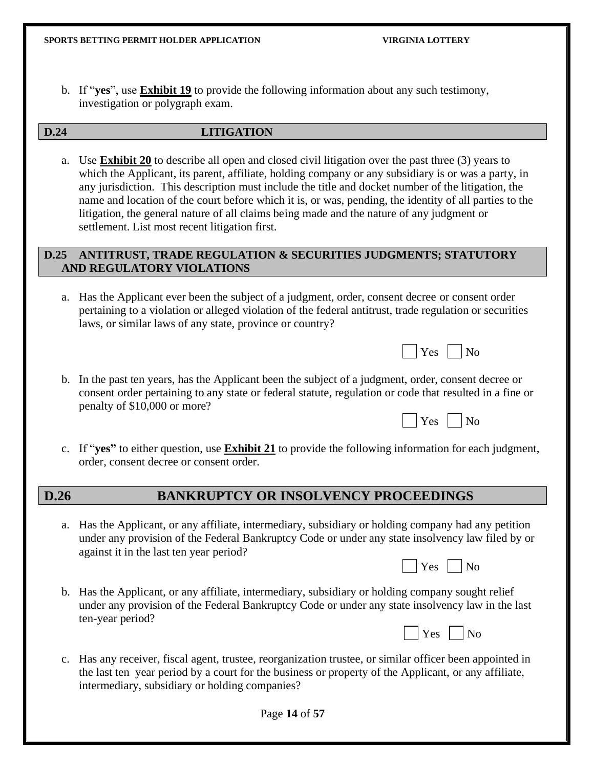b. If "**yes**", use **Exhibit 19** to provide the following information about any such testimony, investigation or polygraph exam.

## D.24 LITIGATION

a. Use **Exhibit 20** to describe all open and closed civil litigation over the past three (3) years to which the Applicant, its parent, affiliate, holding company or any subsidiary is or was a party, in any jurisdiction. This description must include the title and docket number of the litigation, the name and location of the court before which it is, or was, pending, the identity of all parties to the litigation, the general nature of all claims being made and the nature of any judgment or settlement. List most recent litigation first.

## D.25 ANTITRUST, TRADE REGULATION & SECURITIES JUDGMENTS; STATUTORY AND REGULATORY VIOLATIONS

a. Has the Applicant ever been the subject of a judgment, order, consent decree or consent order pertaining to a violation or alleged violation of the federal antitrust, trade regulation or securities laws, or similar laws of any state, province or country?

☐ Yes ☐ No

b. In the past ten years, has the Applicant been the subject of a judgment, order, consent decree or consent order pertaining to any state or federal statute, regulation or code that resulted in a fine or penalty of $10,000 or more?

☐ Yes ☐ No

c. If "**yes"** to either question, use **Exhibit 21** to provide the following information for each judgment, order, consent decree or consent order.

## D.26 BANKRUPTCY OR INSOLVENCY PROCEEDINGS

a. Has the Applicant, or any affiliate, intermediary, subsidiary or holding company had any petition under any provision of the Federal Bankruptcy Code or under any state insolvency law filed by or against it in the last ten year period?

☐ Yes ☐ No

b. Has the Applicant, or any affiliate, intermediary, subsidiary or holding company sought relief under any provision of the Federal Bankruptcy Code or under any state insolvency law in the last ten-year period?

☐ Yes ☐ No

c. Has any receiver, fiscal agent, trustee, reorganization trustee, or similar officer been appointed in the last ten year period by a court for the business or property of the Applicant, or any affiliate, intermediary, subsidiary or holding companies?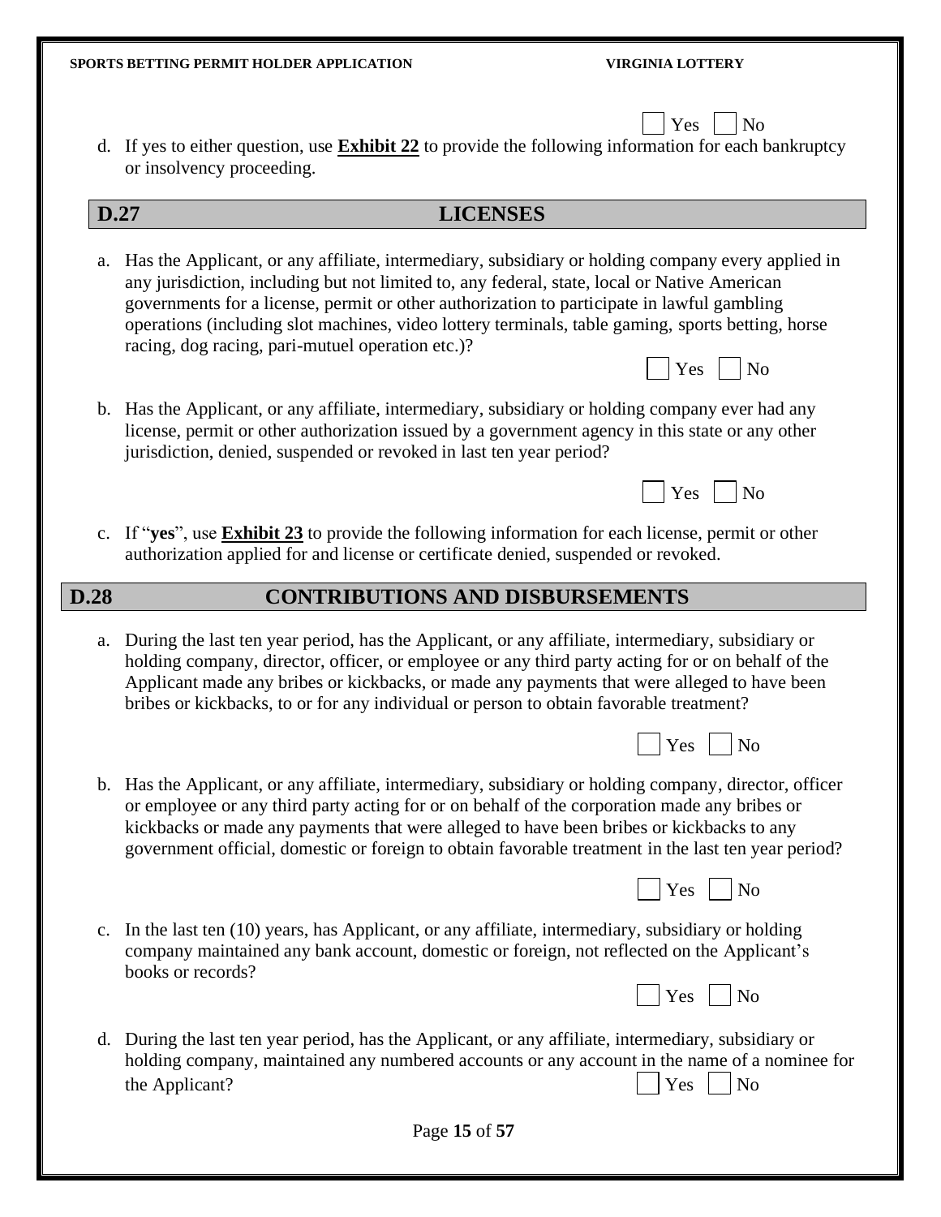☐ Yes ☐ No

d. If yes to either question, use **Exhibit 22** to provide the following information for each bankruptcy or insolvency proceeding.

## D.27 LICENSES

a. Has the Applicant, or any affiliate, intermediary, subsidiary or holding company every applied in any jurisdiction, including but not limited to, any federal, state, local or Native American governments for a license, permit or other authorization to participate in lawful gambling operations (including slot machines, video lottery terminals, table gaming, sports betting, horse racing, dog racing, pari-mutuel operation etc.)?

☐ Yes ☐ No

b. Has the Applicant, or any affiliate, intermediary, subsidiary or holding company ever had any license, permit or other authorization issued by a government agency in this state or any other jurisdiction, denied, suspended or revoked in last ten year period?

☐ Yes ☐ No

c. If "**yes**", use **Exhibit 23** to provide the following information for each license, permit or other authorization applied for and license or certificate denied, suspended or revoked.

## D.28 CONTRIBUTIONS AND DISBURSEMENTS

a. During the last ten year period, has the Applicant, or any affiliate, intermediary, subsidiary or holding company, director, officer, or employee or any third party acting for or on behalf of the Applicant made any bribes or kickbacks, or made any payments that were alleged to have been bribes or kickbacks, to or for any individual or person to obtain favorable treatment?

☐ Yes ☐ No

b. Has the Applicant, or any affiliate, intermediary, subsidiary or holding company, director, officer or employee or any third party acting for or on behalf of the corporation made any bribes or kickbacks or made any payments that were alleged to have been bribes or kickbacks to any government official, domestic or foreign to obtain favorable treatment in the last ten year period?

☐ Yes ☐ No

c. In the last ten (10) years, has Applicant, or any affiliate, intermediary, subsidiary or holding company maintained any bank account, domestic or foreign, not reflected on the Applicant's books or records?

☐ Yes ☐ No

d. During the last ten year period, has the Applicant, or any affiliate, intermediary, subsidiary or holding company, maintained any numbered accounts or any account in the name of a nominee for the Applicant?

☐ Yes ☐ No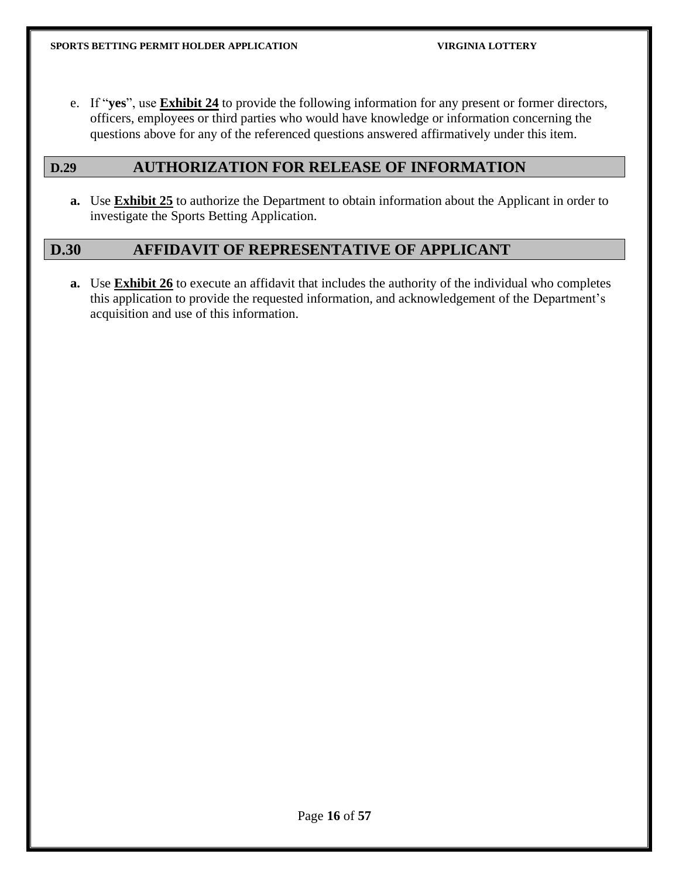e. If "**yes**", use **Exhibit 24** to provide the following information for any present or former directors, officers, employees or third parties who would have knowledge or information concerning the questions above for any of the referenced questions answered affirmatively under this item.

## D.29 AUTHORIZATION FOR RELEASE OF INFORMATION

**a.** Use **Exhibit 25** to authorize the Department to obtain information about the Applicant in order to investigate the Sports Betting Application.

## D.30 AFFIDAVIT OF REPRESENTATIVE OF APPLICANT

**a.** Use **Exhibit 26** to execute an affidavit that includes the authority of the individual who completes this application to provide the requested information, and acknowledgement of the Department's acquisition and use of this information.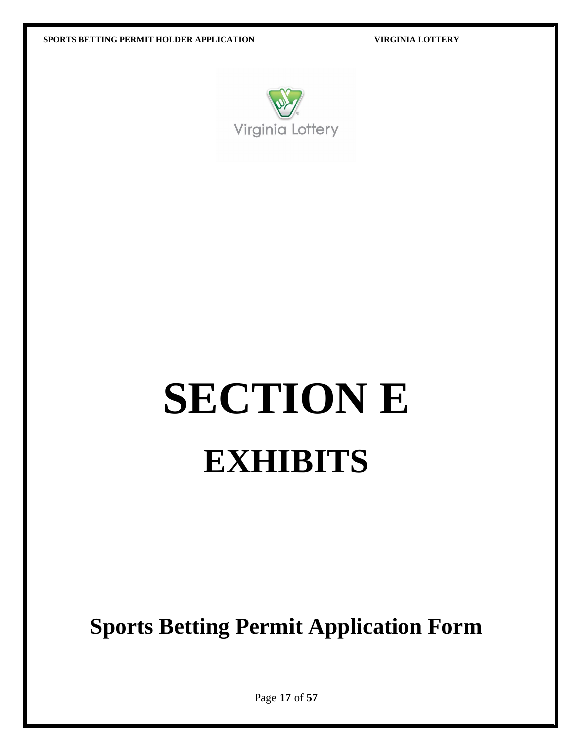# SECTION E

# EXHIBITS

## Sports Betting Permit Application Form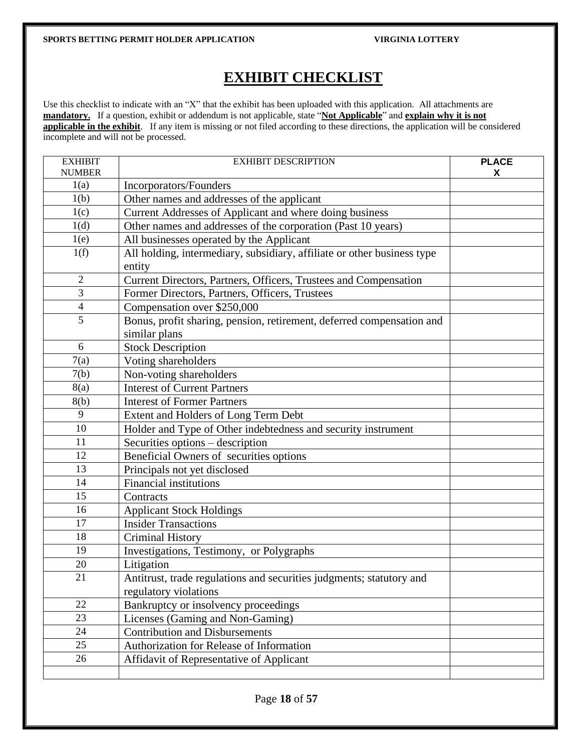# EXHIBIT CHECKLIST

Use this checklist to indicate with an "X" that the exhibit has been uploaded with this application. All attachments are **mandatory.** If a question, exhibit or addendum is not applicable, state "**Not Applicable**" and **explain why it is not applicable in the exhibit**. If any item is missing or not filed according to these directions, the application will be considered incomplete and will not be processed.

| EXHIBIT NUMBER | EXHIBIT DESCRIPTION | PLACE X |
|---|---|---|
| 1(a) | Incorporators/Founders | |
| 1(b) | Other names and addresses of the applicant | |
| 1(c) | Current Addresses of Applicant and where doing business | |
| 1(d) | Other names and addresses of the corporation (Past 10 years) | |
| 1(e) | All businesses operated by the Applicant | |
| 1(f) | All holding, intermediary, subsidiary, affiliate or other business type entity | |
| 2 | Current Directors, Partners, Officers, Trustees and Compensation | |
| 3 | Former Directors, Partners, Officers, Trustees | |
| 4 | Compensation over $250,000 | |
| 5 | Bonus, profit sharing, pension, retirement, deferred compensation and similar plans | |
| 6 | Stock Description | |
| 7(a) | Voting shareholders | |
| 7(b) | Non-voting shareholders | |
| 8(a) | Interest of Current Partners | |
| 8(b) | Interest of Former Partners | |
| 9 | Extent and Holders of Long Term Debt | |
| 10 | Holder and Type of Other indebtedness and security instrument | |
| 11 | Securities options – description | |
| 12 | Beneficial Owners of securities options | |
| 13 | Principals not yet disclosed | |
| 14 | Financial institutions | |
| 15 | Contracts | |
| 16 | Applicant Stock Holdings | |
| 17 | Insider Transactions | |
| 18 | Criminal History | |
| 19 | Investigations, Testimony, or Polygraphs | |
| 20 | Litigation | |
| 21 | Antitrust, trade regulations and securities judgments; statutory and regulatory violations | |
| 22 | Bankruptcy or insolvency proceedings | |
| 23 | Licenses (Gaming and Non-Gaming) | |
| 24 | Contribution and Disbursements | |
| 25 | Authorization for Release of Information | |
| 26 | Affidavit of Representative of Applicant | |
| | | |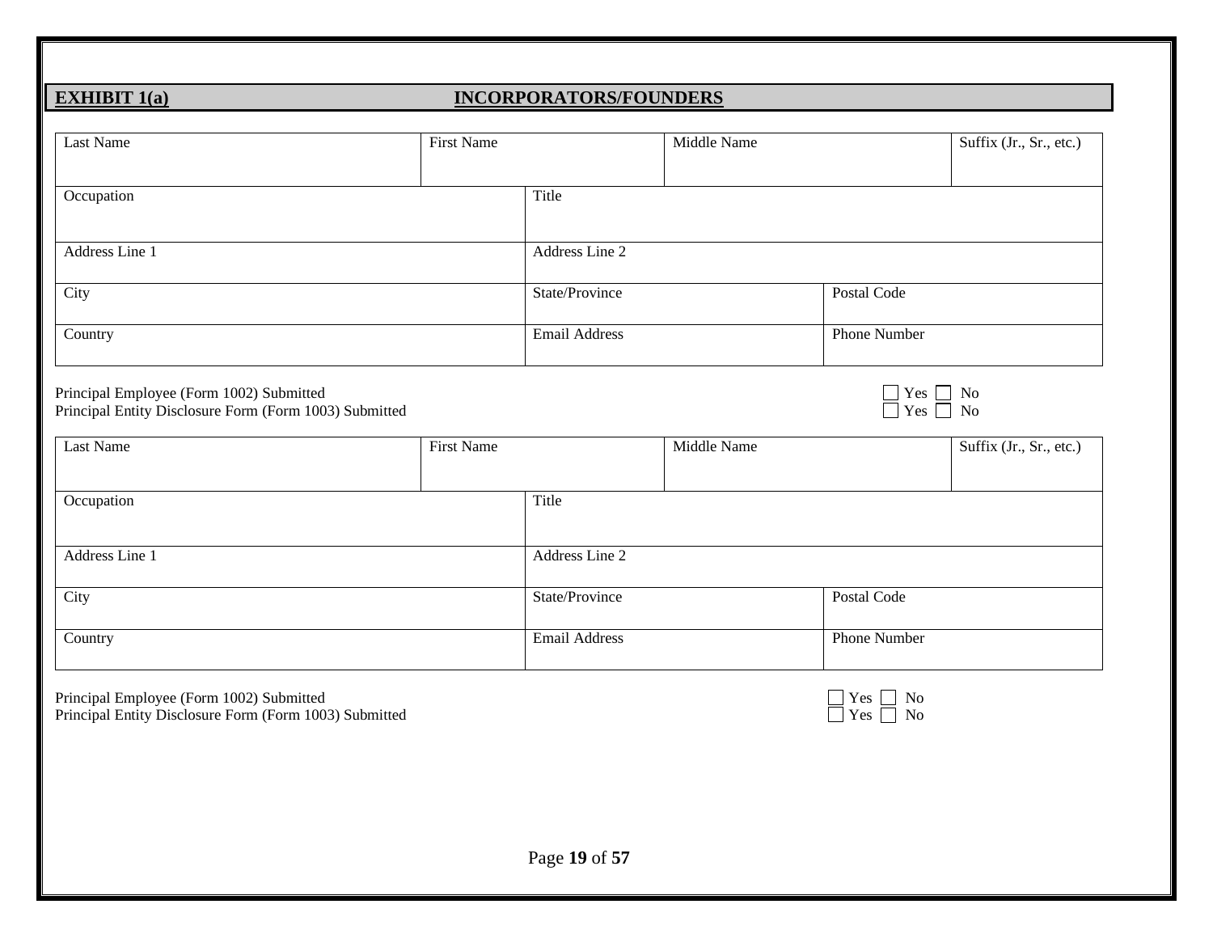## EXHIBIT 1(a) INCORPORATORS/FOUNDERS

| Last Name | First Name | Middle Name | Suffix (Jr., Sr., etc.) |
|---|---|---|---|
| | | | |

| Occupation | Title |
|---|---|
| | |

| Address Line 1 | Address Line 2 |
|---|---|
| | |

| City | State/Province | Postal Code |
|---|---|---|
| | | |

| Country | Email Address | Phone Number |
|---|---|---|
| | | |

Principal Employee (Form 1002) Submitted ☐ Yes ☐ No
Principal Entity Disclosure Form (Form 1003) Submitted ☐ Yes ☐ No

| Last Name | First Name | Middle Name | Suffix (Jr., Sr., etc.) |
|---|---|---|---|
| | | | |

| Occupation | Title |
|---|---|
| | |

| Address Line 1 | Address Line 2 |
|---|---|
| | |

| City | State/Province | Postal Code |
|---|---|---|
| | | |

| Country | Email Address | Phone Number |
|---|---|---|
| | | |

Principal Employee (Form 1002) Submitted ☐ Yes ☐ No
Principal Entity Disclosure Form (Form 1003) Submitted ☐ Yes ☐ No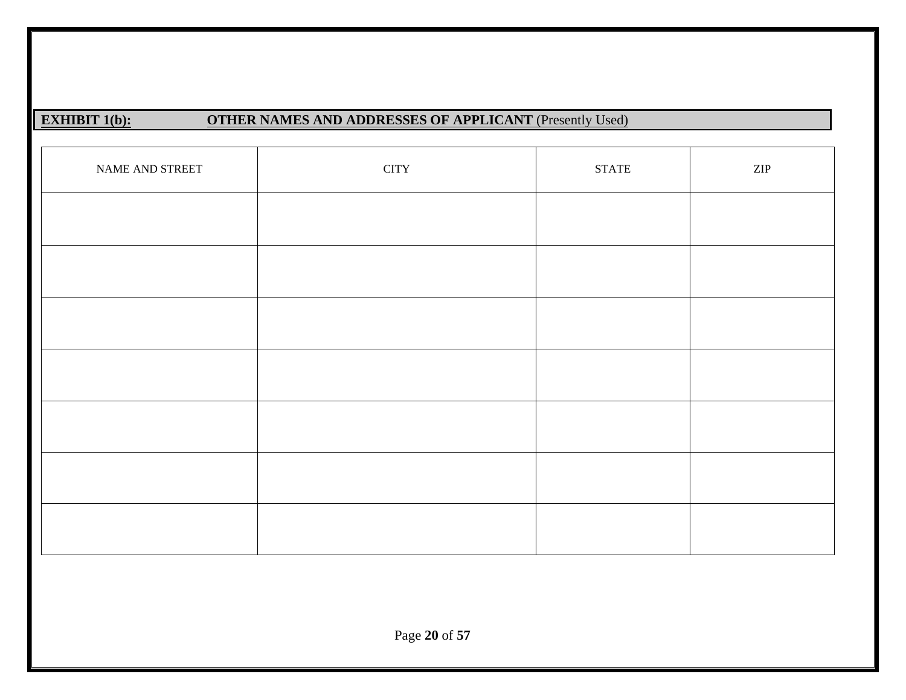**EXHIBIT 1(b):** **OTHER NAMES AND ADDRESSES OF APPLICANT** (Presently Used)

| NAME AND STREET | CITY | STATE | ZIP |
|---|---|---|---|
| | | | |
| | | | |
| | | | |
| | | | |
| | | | |
| | | | |
| | | | |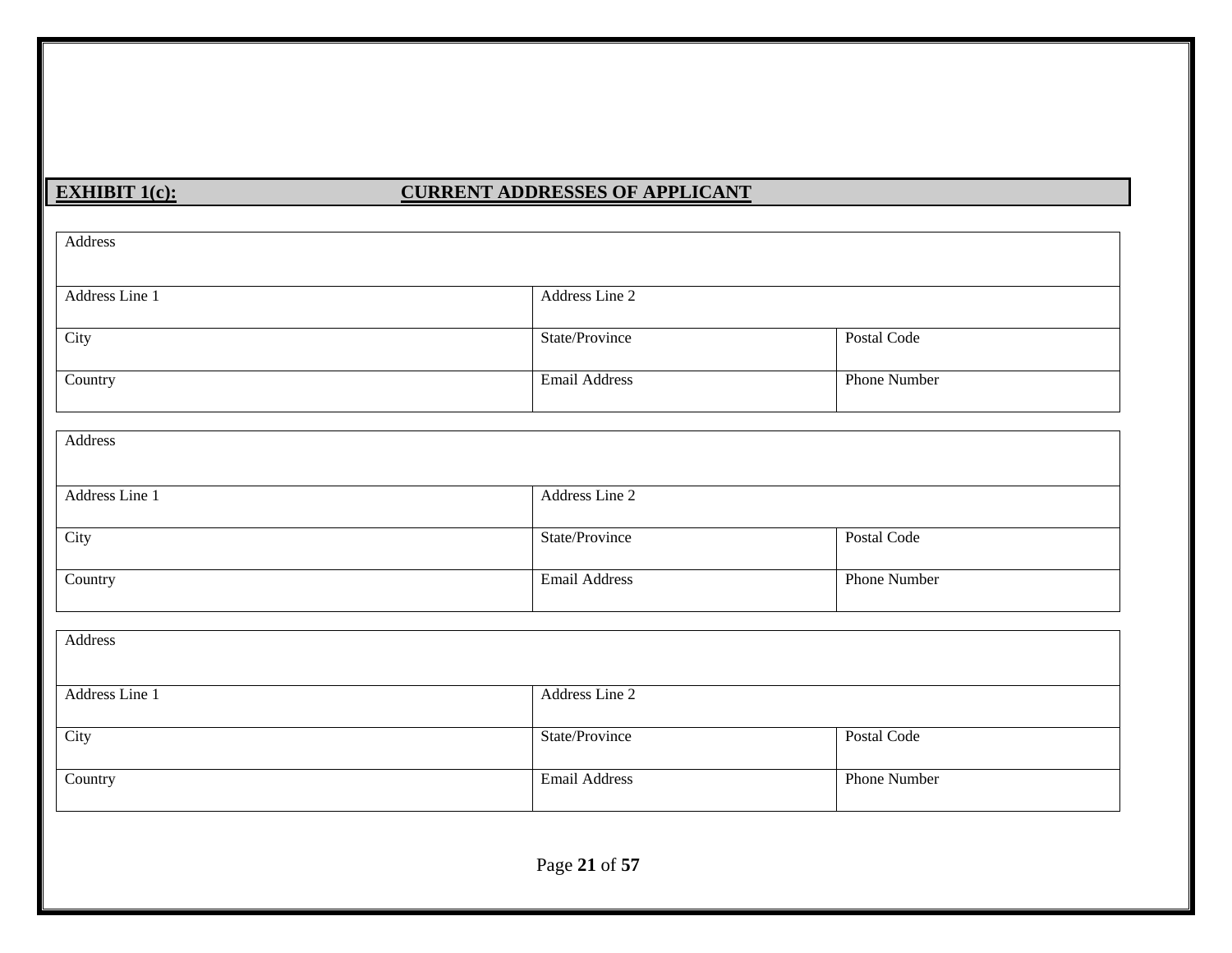## EXHIBIT 1(c): CURRENT ADDRESSES OF APPLICANT

| Address | | |
|---|---|---|
| Address Line 1 | Address Line 2 | |
| City | State/Province | Postal Code |
| Country | Email Address | Phone Number |

| Address | | |
|---|---|---|
| Address Line 1 | Address Line 2 | |
| City | State/Province | Postal Code |
| Country | Email Address | Phone Number |

| Address | | |
|---|---|---|
| Address Line 1 | Address Line 2 | |
| City | State/Province | Postal Code |
| Country | Email Address | Phone Number |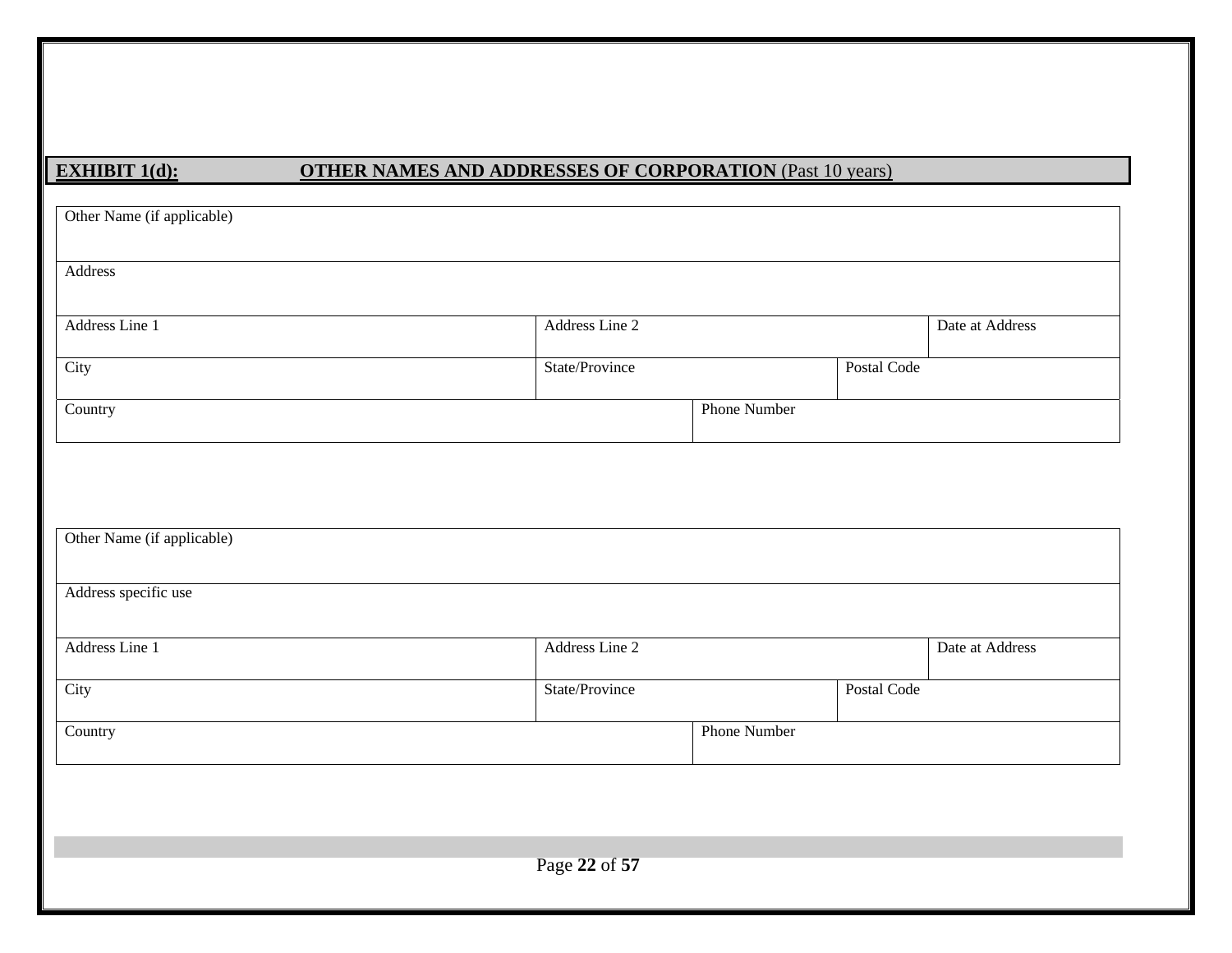## EXHIBIT 1(d): OTHER NAMES AND ADDRESSES OF CORPORATION (Past 10 years)

| Other Name (if applicable) | | | | |
|---|---|---|---|---|
| Address | | | | |
| Address Line 1 | Address Line 2 | | | Date at Address |
| City | State/Province | | Postal Code | |
| Country | | Phone Number | | |

| Other Name (if applicable) | | | | |
|---|---|---|---|---|
| Address specific use | | | | |
| Address Line 1 | Address Line 2 | | | Date at Address |
| City | State/Province | | Postal Code | |
| Country | | Phone Number | | |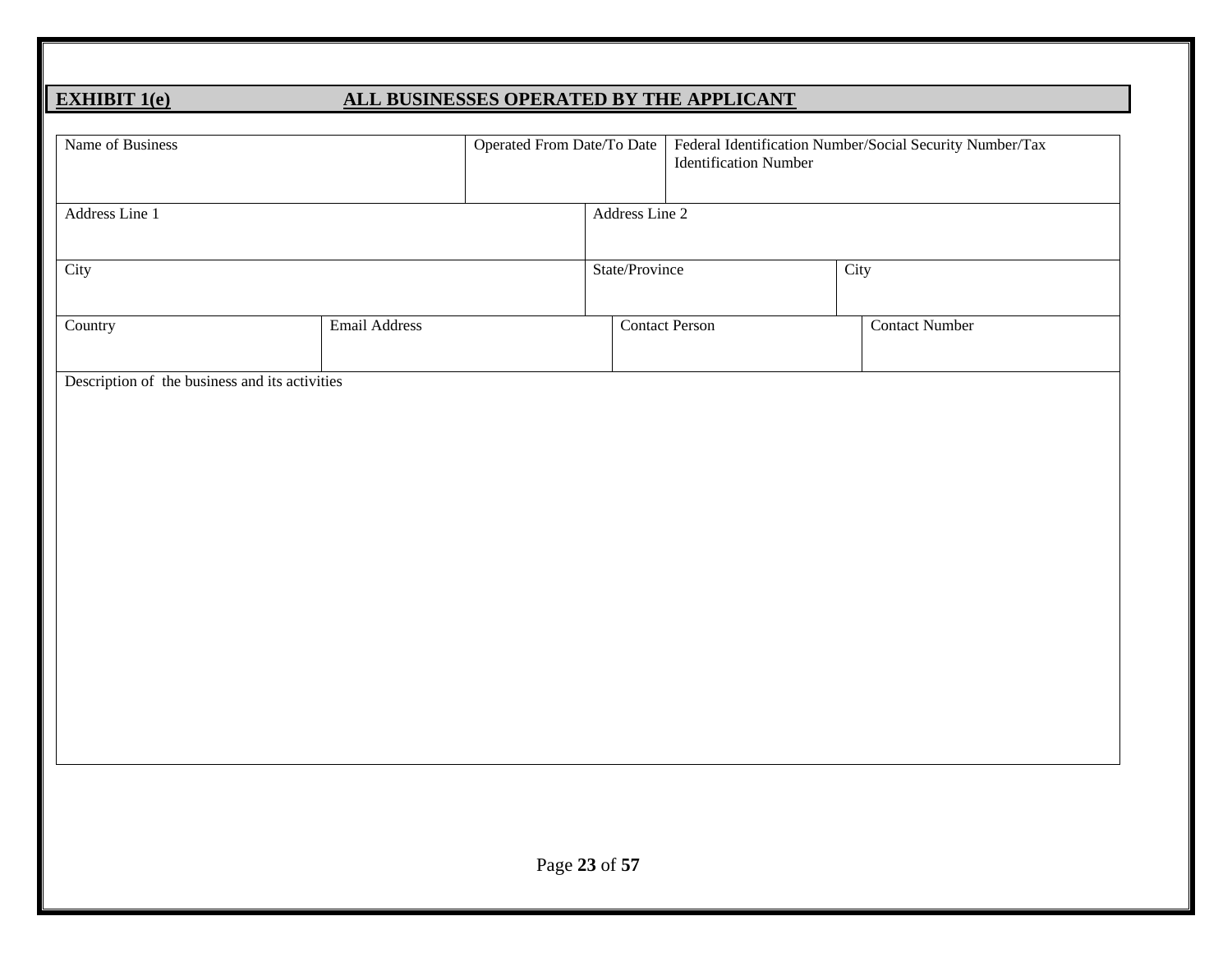## EXHIBIT 1(e) ALL BUSINESSES OPERATED BY THE APPLICANT

| Name of Business | Operated From Date/To Date | Federal Identification Number/Social Security Number/Tax Identification Number |
|---|---|---|
| | | |

| Address Line 1 | Address Line 2 |
|---|---|
| | |

| City | State/Province | City |
|---|---|---|
| | | |

| Country | Email Address | Contact Person | Contact Number |
|---|---|---|---|
| | | | |

| Description of the business and its activities |
|---|
| |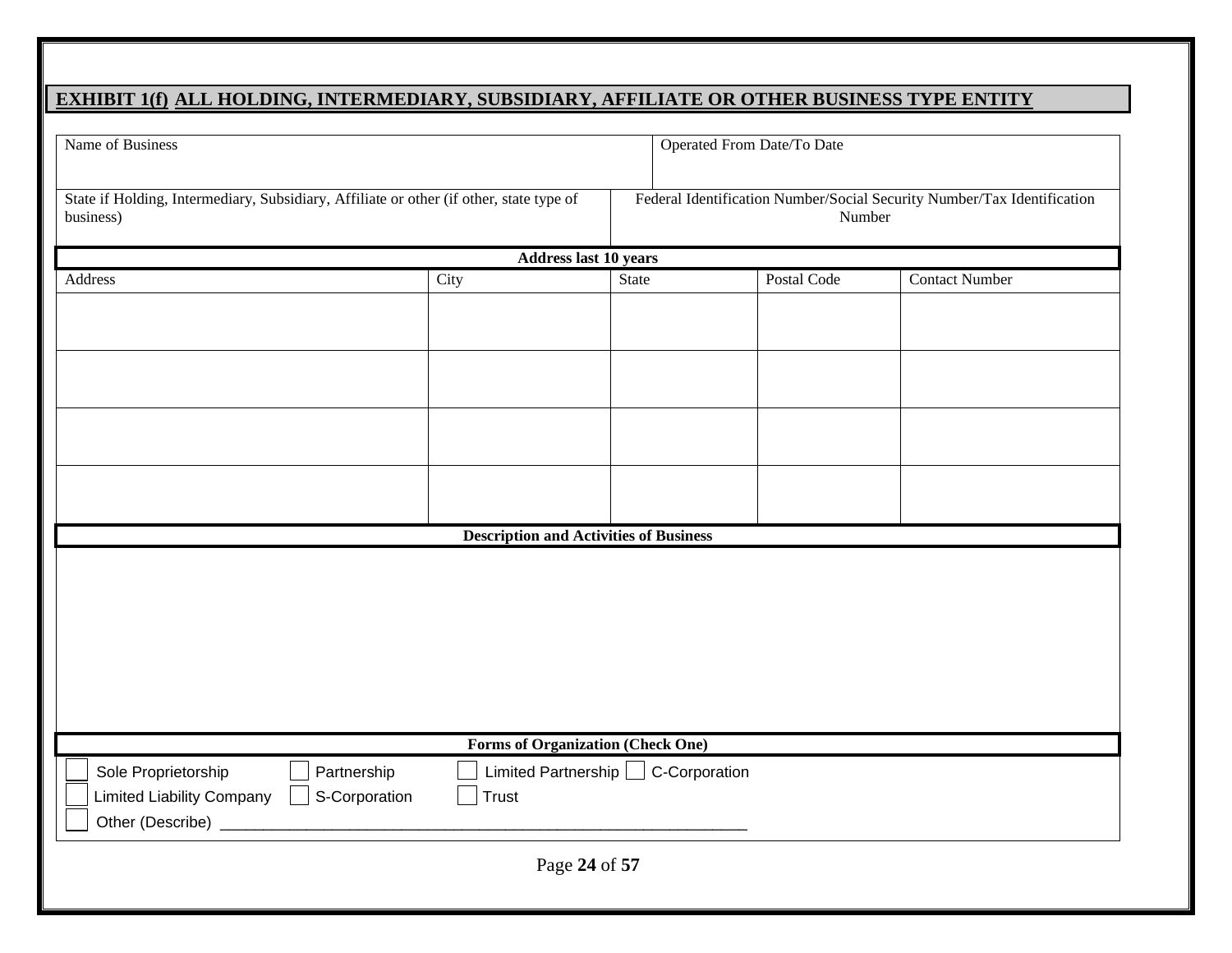## **EXHIBIT 1(f) ALL HOLDING, INTERMEDIARY, SUBSIDIARY, AFFILIATE OR OTHER BUSINESS TYPE ENTITY**

| Name of Business | Operated From Date/To Date |
|---|---|
| | |

| State if Holding, Intermediary, Subsidiary, Affiliate or other (if other, state type of business) | Federal Identification Number/Social Security Number/Tax Identification Number |
|---|---|
| | |

**Address last 10 years**

| Address | City | State | Postal Code | Contact Number |
|---|---|---|---|---|
| | | | | |
| | | | | |
| | | | | |
| | | | | |

**Description and Activities of Business**

&nbsp;

**Forms of Organization (Check One)**

☐ Sole Proprietorship ☐ Partnership ☐ Limited Partnership ☐ C-Corporation

☐ Limited Liability Company ☐ S-Corporation ☐ Trust

☐ Other (Describe) ____________________________________________________________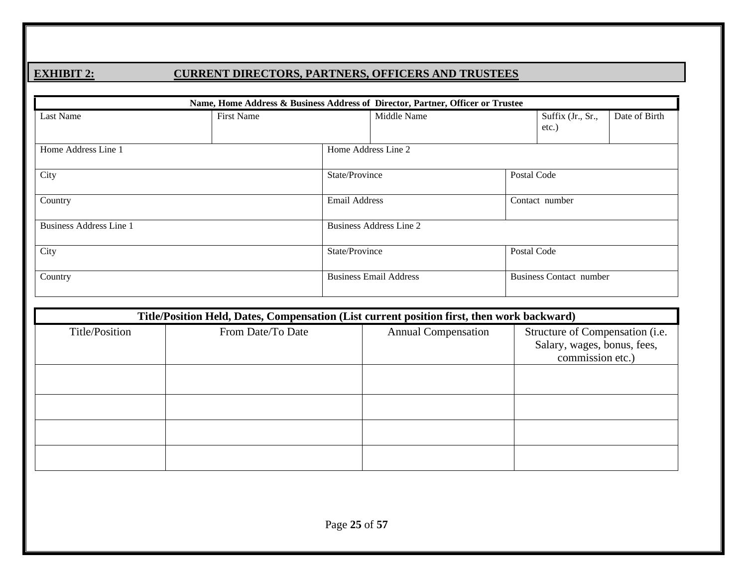## EXHIBIT 2: CURRENT DIRECTORS, PARTNERS, OFFICERS AND TRUSTEES

| Name, Home Address & Business Address of Director, Partner, Officer or Trustee | | | | |
|---|---|---|---|---|
| Last Name | First Name | Middle Name | Suffix (Jr., Sr., etc.) | Date of Birth |
| Home Address Line 1 | | Home Address Line 2 | | |
| City | | State/Province | Postal Code | |
| Country | | Email Address | Contact number | |
| Business Address Line 1 | | Business Address Line 2 | | |
| City | | State/Province | Postal Code | |
| Country | | Business Email Address | Business Contact number | |

| Title/Position Held, Dates, Compensation (List current position first, then work backward) | | | |
|---|---|---|---|
| Title/Position | From Date/To Date | Annual Compensation | Structure of Compensation (i.e. Salary, wages, bonus, fees, commission etc.) |
| | | | |
| | | | |
| | | | |
| | | | |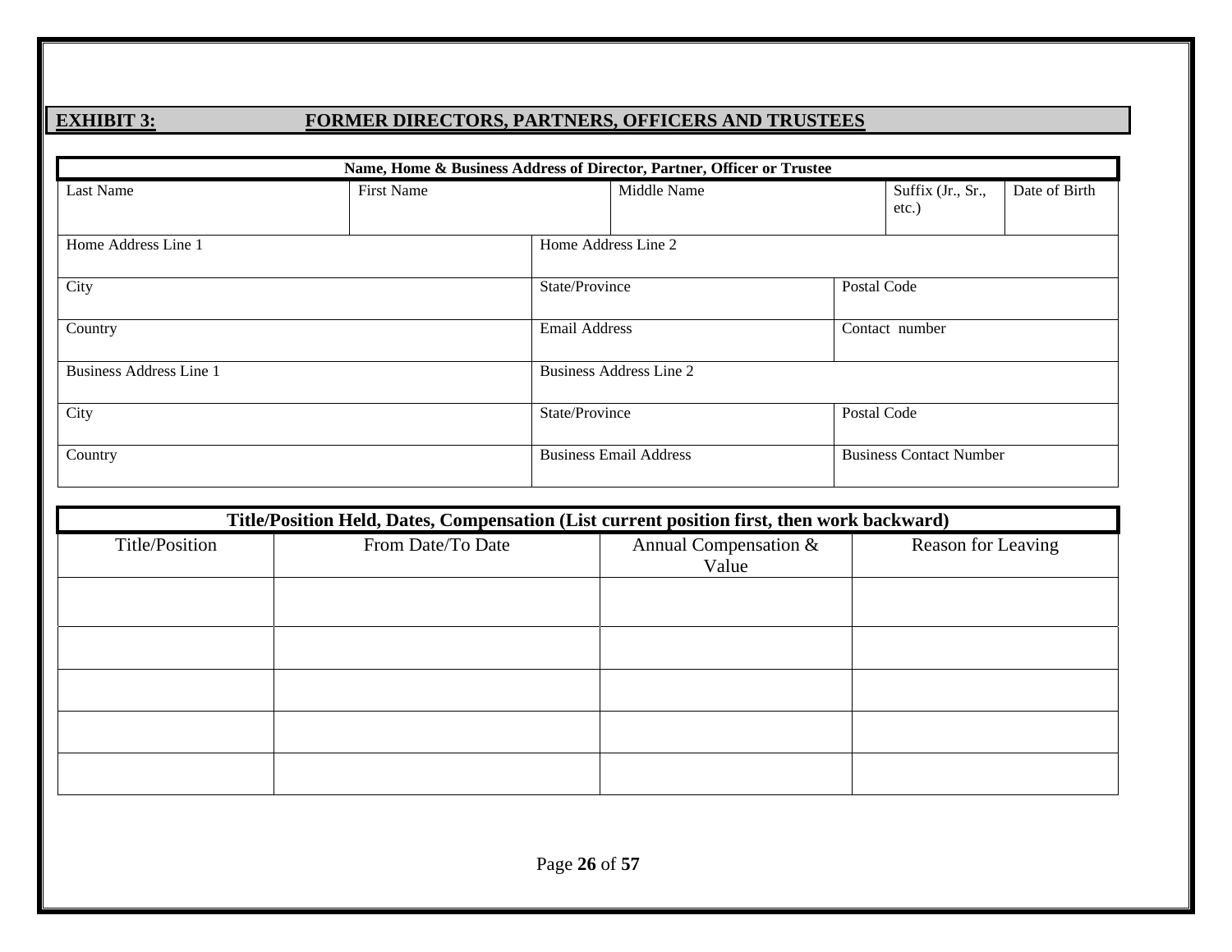## EXHIBIT 3: FORMER DIRECTORS, PARTNERS, OFFICERS AND TRUSTEES

| Name, Home & Business Address of Director, Partner, Officer or Trustee | | | | |
|---|---|---|---|---|
| Last Name | First Name | Middle Name | Suffix (Jr., Sr., etc.) | Date of Birth |
| Home Address Line 1 | Home Address Line 2 | | | |
| City | State/Province | Postal Code | | |
| Country | Email Address | Contact number | | |
| Business Address Line 1 | Business Address Line 2 | | | |
| City | State/Province | Postal Code | | |
| Country | Business Email Address | Business Contact Number | | |

| Title/Position Held, Dates, Compensation (List current position first, then work backward) | | | |
|---|---|---|---|
| Title/Position | From Date/To Date | Annual Compensation & Value | Reason for Leaving |
| | | | |
| | | | |
| | | | |
| | | | |
| | | | |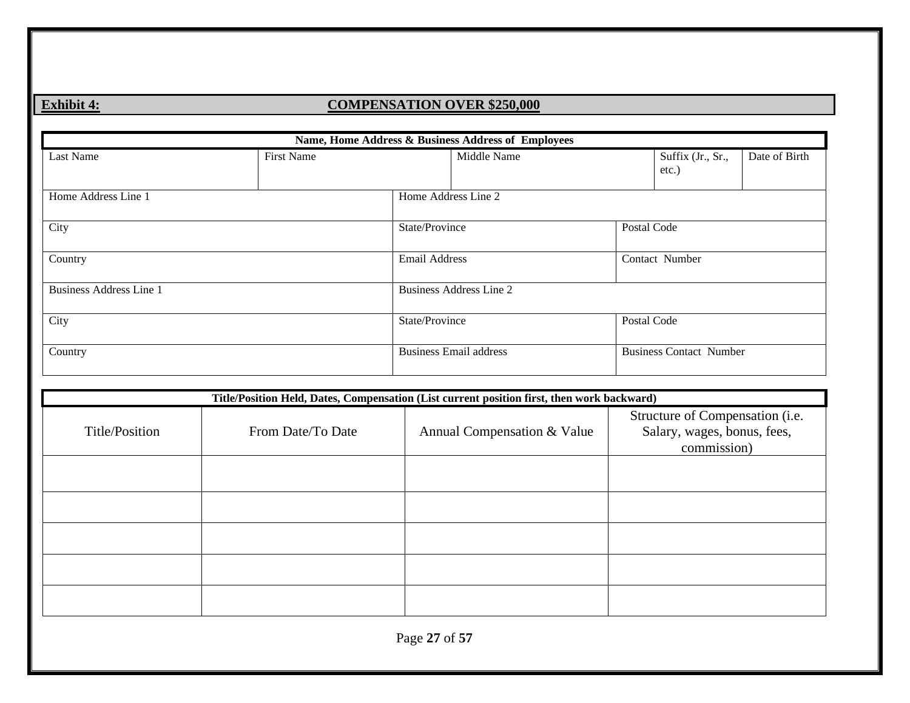**Exhibit 4:** **COMPENSATION OVER $250,000**

| Name, Home Address & Business Address of Employees | | | | |
|---|---|---|---|---|
| Last Name | First Name | Middle Name | Suffix (Jr., Sr., etc.) | Date of Birth |
| Home Address Line 1 | | Home Address Line 2 | | |
| City | | State/Province | Postal Code | |
| Country | | Email Address | Contact Number | |
| Business Address Line 1 | | Business Address Line 2 | | |
| City | | State/Province | Postal Code | |
| Country | | Business Email address | Business Contact Number | |

| Title/Position Held, Dates, Compensation (List current position first, then work backward) | | | |
|---|---|---|---|
| Title/Position | From Date/To Date | Annual Compensation & Value | Structure of Compensation (i.e. Salary, wages, bonus, fees, commission) |
| | | | |
| | | | |
| | | | |
| | | | |
| | | | |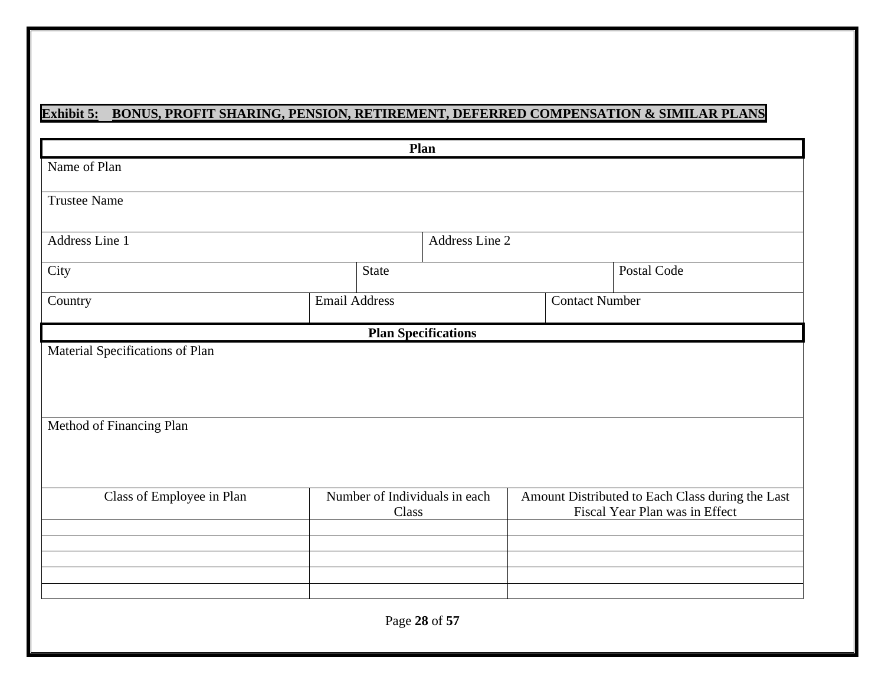**Exhibit 5: BONUS, PROFIT SHARING, PENSION, RETIREMENT, DEFERRED COMPENSATION & SIMILAR PLANS**

| **Plan** | | | | | |
|---|---|---|---|---|---|
| Name of Plan | | | | | |
| Trustee Name | | | | | |
| Address Line 1 | | | Address Line 2 | | |
| City | | State | | | Postal Code |
| Country | Email Address | | | Contact Number | |

| **Plan Specifications** | | |
|---|---|---|
| Material Specifications of Plan | | |
| Method of Financing Plan | | |
| Class of Employee in Plan | Number of Individuals in each Class | Amount Distributed to Each Class during the Last Fiscal Year Plan was in Effect |
| | | |
| | | |
| | | |
| | | |
| | | |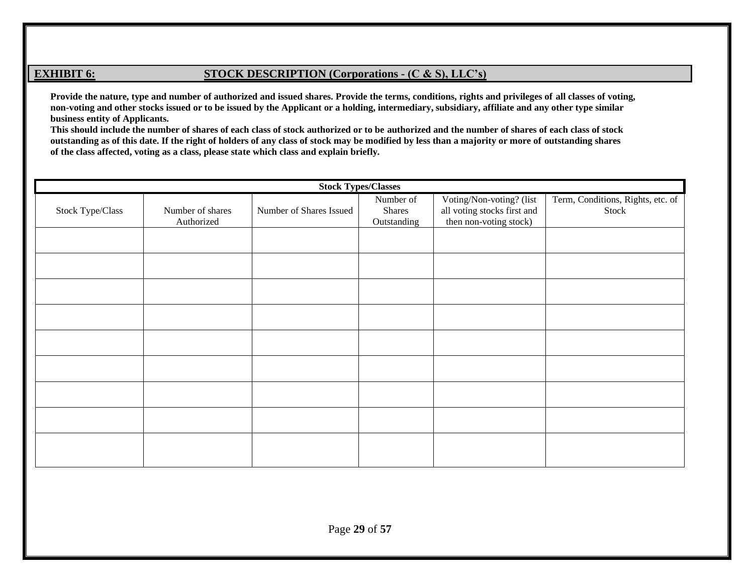## EXHIBIT 6: STOCK DESCRIPTION (Corporations - (C & S), LLC's)

**Provide the nature, type and number of authorized and issued shares. Provide the terms, conditions, rights and privileges of all classes of voting, non-voting and other stocks issued or to be issued by the Applicant or a holding, intermediary, subsidiary, affiliate and any other type similar business entity of Applicants.**

**This should include the number of shares of each class of stock authorized or to be authorized and the number of shares of each class of stock outstanding as of this date. If the right of holders of any class of stock may be modified by less than a majority or more of outstanding shares of the class affected, voting as a class, please state which class and explain briefly.**

| **Stock Types/Classes** | | | | | |
|---|---|---|---|---|---|
| Stock Type/Class | Number of shares Authorized | Number of Shares Issued | Number of Shares Outstanding | Voting/Non-voting? (list all voting stocks first and then non-voting stock) | Term, Conditions, Rights, etc. of Stock |
| | | | | | |
| | | | | | |
| | | | | | |
| | | | | | |
| | | | | | |
| | | | | | |
| | | | | | |
| | | | | | |
| | | | | | |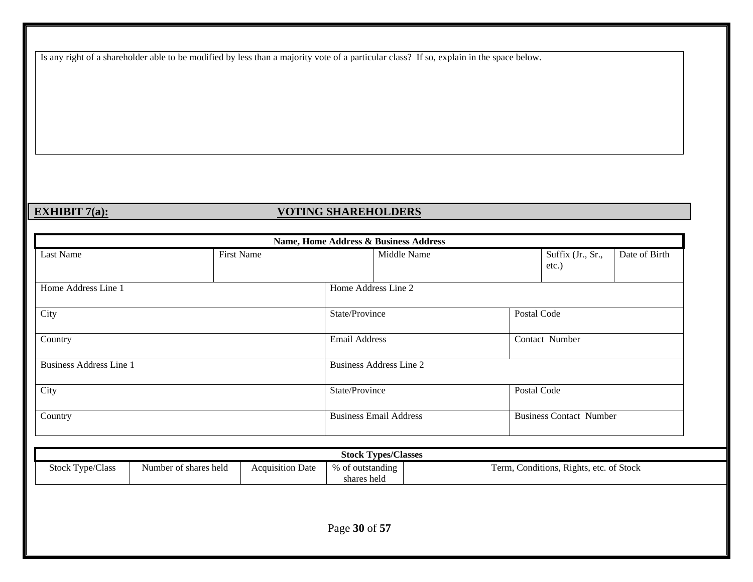| Is any right of a shareholder able to be modified by less than a majority vote of a particular class? If so, explain in the space below. |
|---|
| |

## EXHIBIT 7(a): VOTING SHAREHOLDERS

| Name, Home Address & Business Address | | | | |
|---|---|---|---|---|
| Last Name | First Name | Middle Name | Suffix (Jr., Sr., etc.) | Date of Birth |
| Home Address Line 1 | | Home Address Line 2 | | |
| City | | State/Province | Postal Code | |
| Country | | Email Address | Contact Number | |
| Business Address Line 1 | | Business Address Line 2 | | |
| City | | State/Province | Postal Code | |
| Country | | Business Email Address | Business Contact Number | |

| Stock Types/Classes | | | | |
|---|---|---|---|---|
| Stock Type/Class | Number of shares held | Acquisition Date | % of outstanding shares held | Term, Conditions, Rights, etc. of Stock |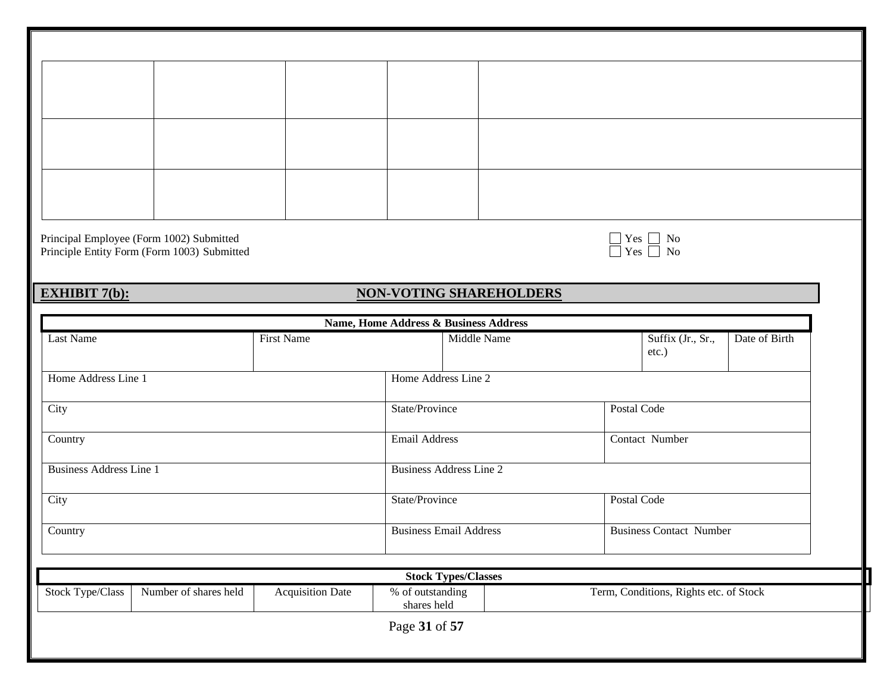| | | | | |
|---|---|---|---|---|
| | | | | |
| | | | | |
| | | | | |

Principal Employee (Form 1002) Submitted ☐ Yes ☐ No
Principle Entity Form (Form 1003) Submitted ☐ Yes ☐ No

## EXHIBIT 7(b): NON-VOTING SHAREHOLDERS

| Name, Home Address & Business Address | | | | |
|---|---|---|---|---|
| Last Name | First Name | Middle Name | Suffix (Jr., Sr., etc.) | Date of Birth |
| Home Address Line 1 | | Home Address Line 2 | | |
| City | | State/Province | Postal Code | |
| Country | | Email Address | Contact Number | |
| Business Address Line 1 | | Business Address Line 2 | | |
| City | | State/Province | Postal Code | |
| Country | | Business Email Address | Business Contact Number | |

| Stock Types/Classes | | | | |
|---|---|---|---|---|
| Stock Type/Class | Number of shares held | Acquisition Date | % of outstanding shares held | Term, Conditions, Rights etc. of Stock |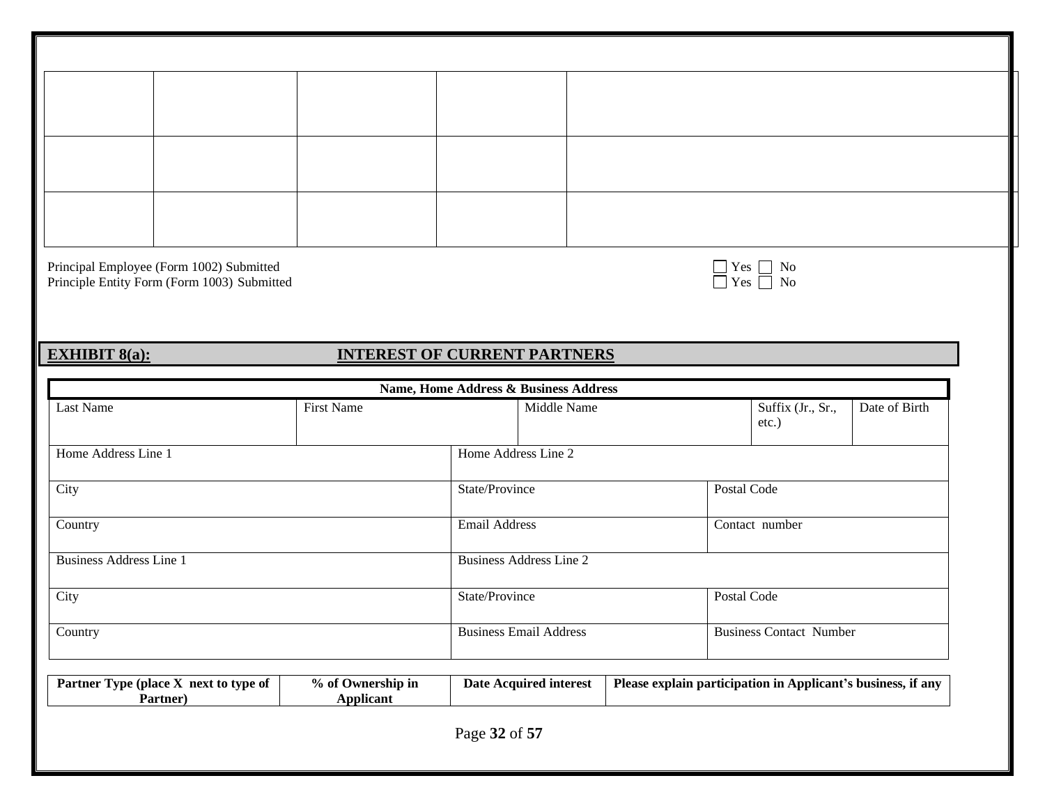| | | | | |
|---|---|---|---|---|
| | | | | |
| | | | | |
| | | | | |

Principal Employee (Form 1002) Submitted ☐ Yes ☐ No

Principle Entity Form (Form 1003) Submitted ☐ Yes ☐ No

## EXHIBIT 8(a): INTEREST OF CURRENT PARTNERS

| Name, Home Address & Business Address | | | | |
|---|---|---|---|---|
| Last Name | First Name | Middle Name | Suffix (Jr., Sr., etc.) | Date of Birth |
| Home Address Line 1 | Home Address Line 2 | | | |
| City | State/Province | Postal Code | | |
| Country | Email Address | Contact number | | |
| Business Address Line 1 | Business Address Line 2 | | | |
| City | State/Province | Postal Code | | |
| Country | Business Email Address | Business Contact Number | | |

| Partner Type (place X next to type of Partner) | % of Ownership in Applicant | Date Acquired interest | Please explain participation in Applicant's business, if any |
|---|---|---|---|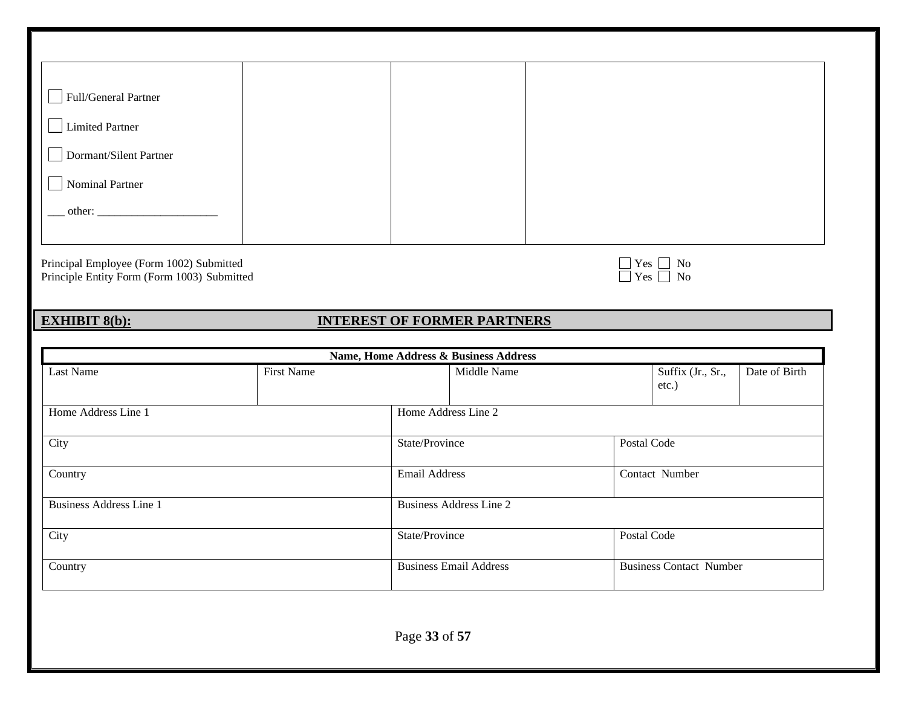| | | | |
|---|---|---|---|
| ☐ Full/General Partner<br>☐ Limited Partner<br>☐ Dormant/Silent Partner<br>☐ Nominal Partner<br>___ other: ____________________ | | | |

Principal Employee (Form 1002) Submitted ☐ Yes ☐ No
Principle Entity Form (Form 1003) Submitted ☐ Yes ☐ No

## EXHIBIT 8(b): INTEREST OF FORMER PARTNERS

| Name, Home Address & Business Address | | | | |
|---|---|---|---|---|
| Last Name | First Name | Middle Name | Suffix (Jr., Sr., etc.) | Date of Birth |
| Home Address Line 1 | | Home Address Line 2 | | |
| City | | State/Province | Postal Code | |
| Country | | Email Address | Contact Number | |
| Business Address Line 1 | | Business Address Line 2 | | |
| City | | State/Province | Postal Code | |
| Country | | Business Email Address | Business Contact Number | |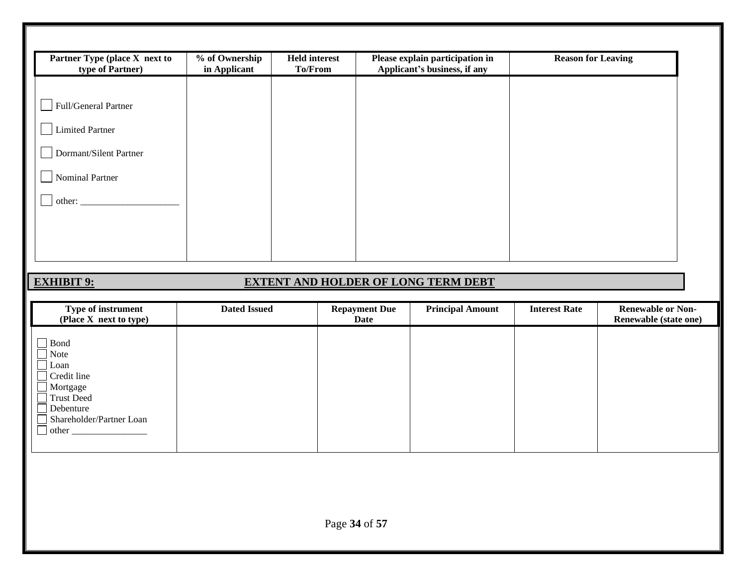| Partner Type (place X next to type of Partner) | % of Ownership in Applicant | Held interest To/From | Please explain participation in Applicant's business, if any | Reason for Leaving |
|---|---|---|---|---|
| ☐ Full/General Partner<br>☐ Limited Partner<br>☐ Dormant/Silent Partner<br>☐ Nominal Partner<br>☐ other: ____________________ | | | | |

## EXHIBIT 9: EXTENT AND HOLDER OF LONG TERM DEBT

| Type of instrument (Place X next to type) | Dated Issued | Repayment Due Date | Principal Amount | Interest Rate | Renewable or Non-Renewable (state one) |
|---|---|---|---|---|---|
| ☐ Bond<br>☐ Note<br>☐ Loan<br>☐ Credit line<br>☐ Mortgage<br>☐ Trust Deed<br>☐ Debenture<br>☐ Shareholder/Partner Loan<br>☐ other _______________ | | | | | |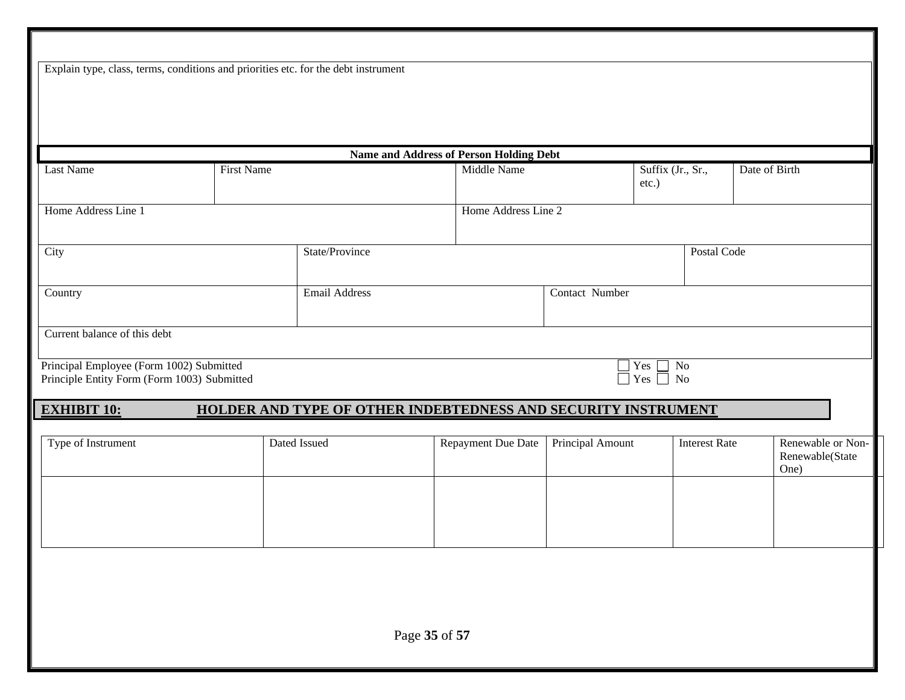Explain type, class, terms, conditions and priorities etc. for the debt instrument

**Name and Address of Person Holding Debt**

| Last Name | First Name | Middle Name | Suffix (Jr., Sr., etc.) | Date of Birth |
|---|---|---|---|---|
| | | | | |

| Home Address Line 1 | Home Address Line 2 |
|---|---|
| | |

| City | State/Province | Postal Code |
|---|---|---|
| | | |

| Country | Email Address | Contact Number |
|---|---|---|
| | | |

| Current balance of this debt |
|---|
| |

Principal Employee (Form 1002) Submitted ☐ Yes ☐ No
Principle Entity Form (Form 1003) Submitted ☐ Yes ☐ No

## EXHIBIT 10: HOLDER AND TYPE OF OTHER INDEBTEDNESS AND SECURITY INSTRUMENT

| Type of Instrument | Dated Issued | Repayment Due Date | Principal Amount | Interest Rate | Renewable or Non-Renewable(State One) |
|---|---|---|---|---|---|
| | | | | | |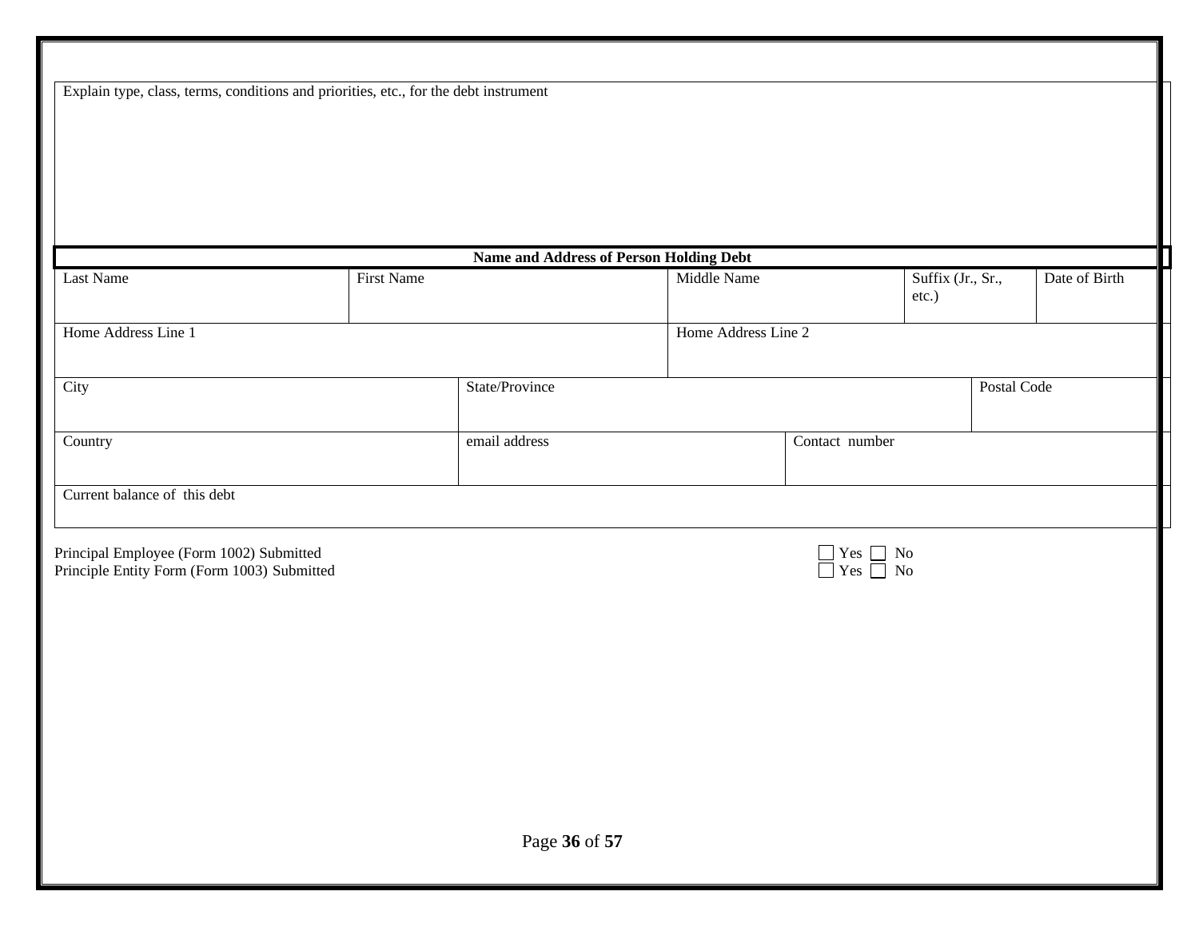| Explain type, class, terms, conditions and priorities, etc., for the debt instrument |
|---|
| |

**Name and Address of Person Holding Debt**

| Last Name | First Name | Middle Name | Suffix (Jr., Sr., etc.) | Date of Birth |
|---|---|---|---|---|
| | | | | |

| Home Address Line 1 | Home Address Line 2 |
|---|---|
| | |

| City | State/Province | Postal Code |
|---|---|---|
| | | |

| Country | email address | Contact number |
|---|---|---|
| | | |

| Current balance of this debt |
|---|
| |

Principal Employee (Form 1002) Submitted ☐ Yes ☐ No
Principle Entity Form (Form 1003) Submitted ☐ Yes ☐ No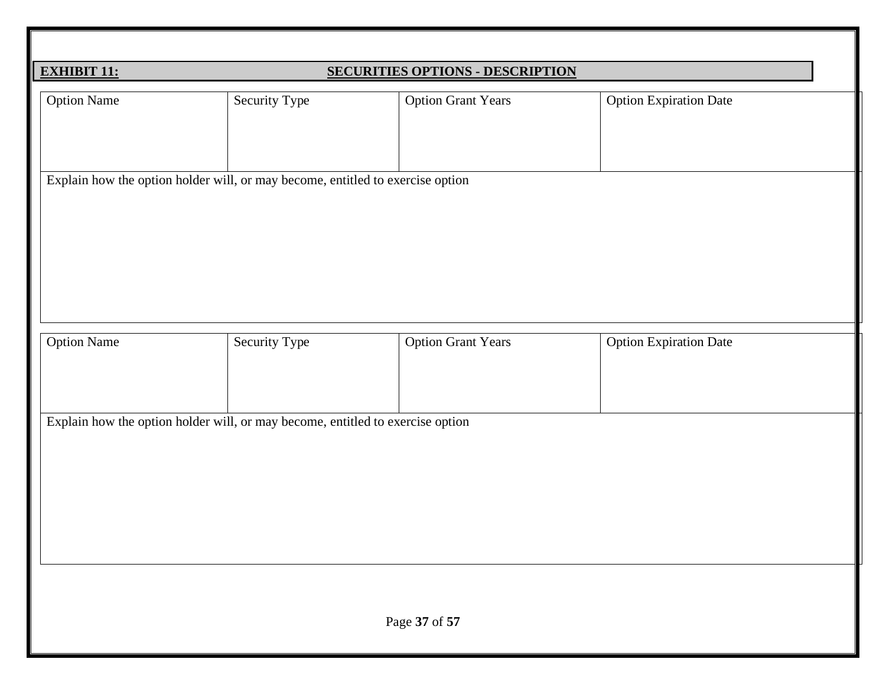## EXHIBIT 11: SECURITIES OPTIONS - DESCRIPTION

| Option Name | Security Type | Option Grant Years | Option Expiration Date |
|---|---|---|---|
| | | | |

Explain how the option holder will, or may become, entitled to exercise option

| Option Name | Security Type | Option Grant Years | Option Expiration Date |
|---|---|---|---|
| | | | |

Explain how the option holder will, or may become, entitled to exercise option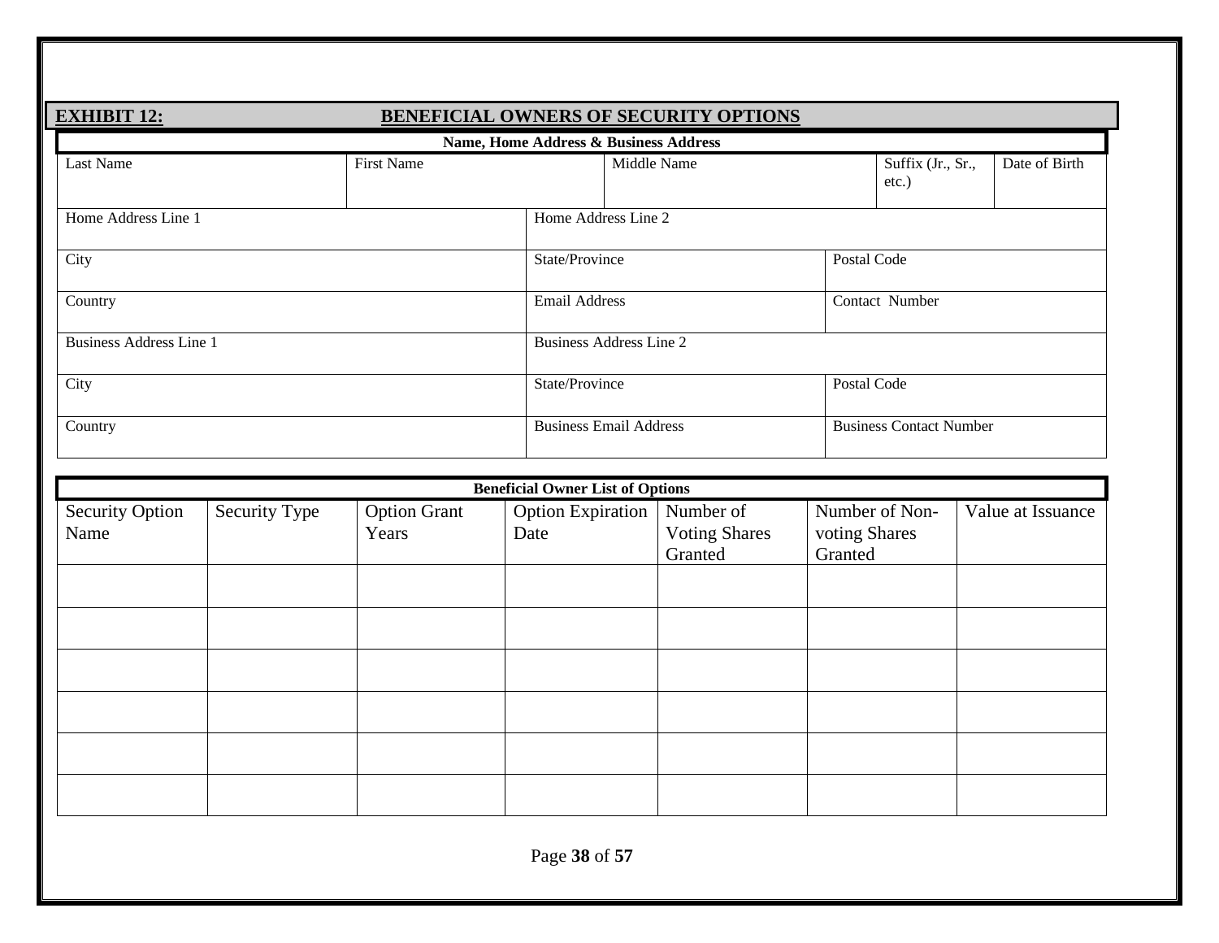## EXHIBIT 12: BENEFICIAL OWNERS OF SECURITY OPTIONS

**Name, Home Address & Business Address**

| Last Name | First Name | Middle Name | Suffix (Jr., Sr., etc.) | Date of Birth |
|---|---|---|---|---|
| | | | | |

| Home Address Line 1 | Home Address Line 2 | |
|---|---|---|
| City | State/Province | Postal Code |
| Country | Email Address | Contact Number |
| Business Address Line 1 | Business Address Line 2 | |
| City | State/Province | Postal Code |
| Country | Business Email Address | Business Contact Number |

**Beneficial Owner List of Options**

| Security Option Name | Security Type | Option Grant Years | Option Expiration Date | Number of Voting Shares Granted | Number of Non-voting Shares Granted | Value at Issuance |
|---|---|---|---|---|---|---|
| | | | | | | |
| | | | | | | |
| | | | | | | |
| | | | | | | |
| | | | | | | |
| | | | | | | |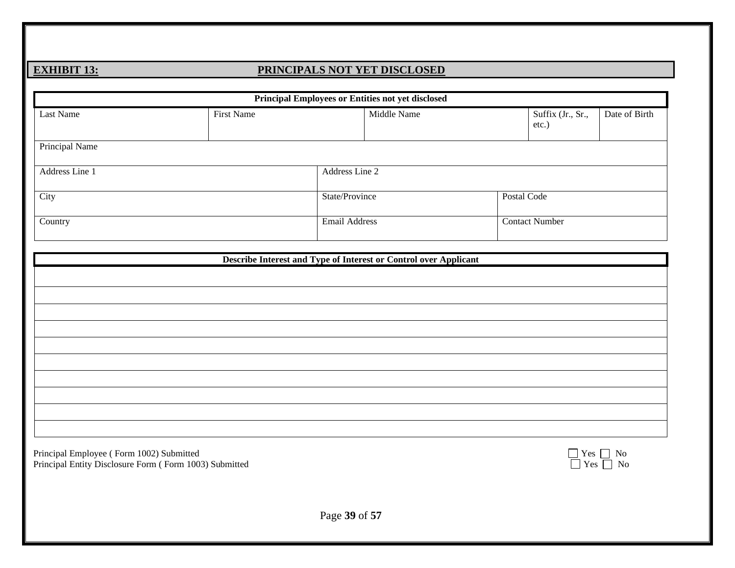## EXHIBIT 13: PRINCIPALS NOT YET DISCLOSED

| Principal Employees or Entities not yet disclosed | | | | |
|---|---|---|---|---|
| Last Name | First Name | Middle Name | Suffix (Jr., Sr., etc.) | Date of Birth |
| Principal Name | | | | |
| Address Line 1 | Address Line 2 | | | |
| City | State/Province | Postal Code | | |
| Country | Email Address | Contact Number | | |

| Describe Interest and Type of Interest or Control over Applicant |
|---|
| |
| |
| |
| |
| |
| |
| |
| |
| |
| |

Principal Employee ( Form 1002) Submitted ☐ Yes ☐ No

Principal Entity Disclosure Form ( Form 1003) Submitted ☐ Yes ☐ No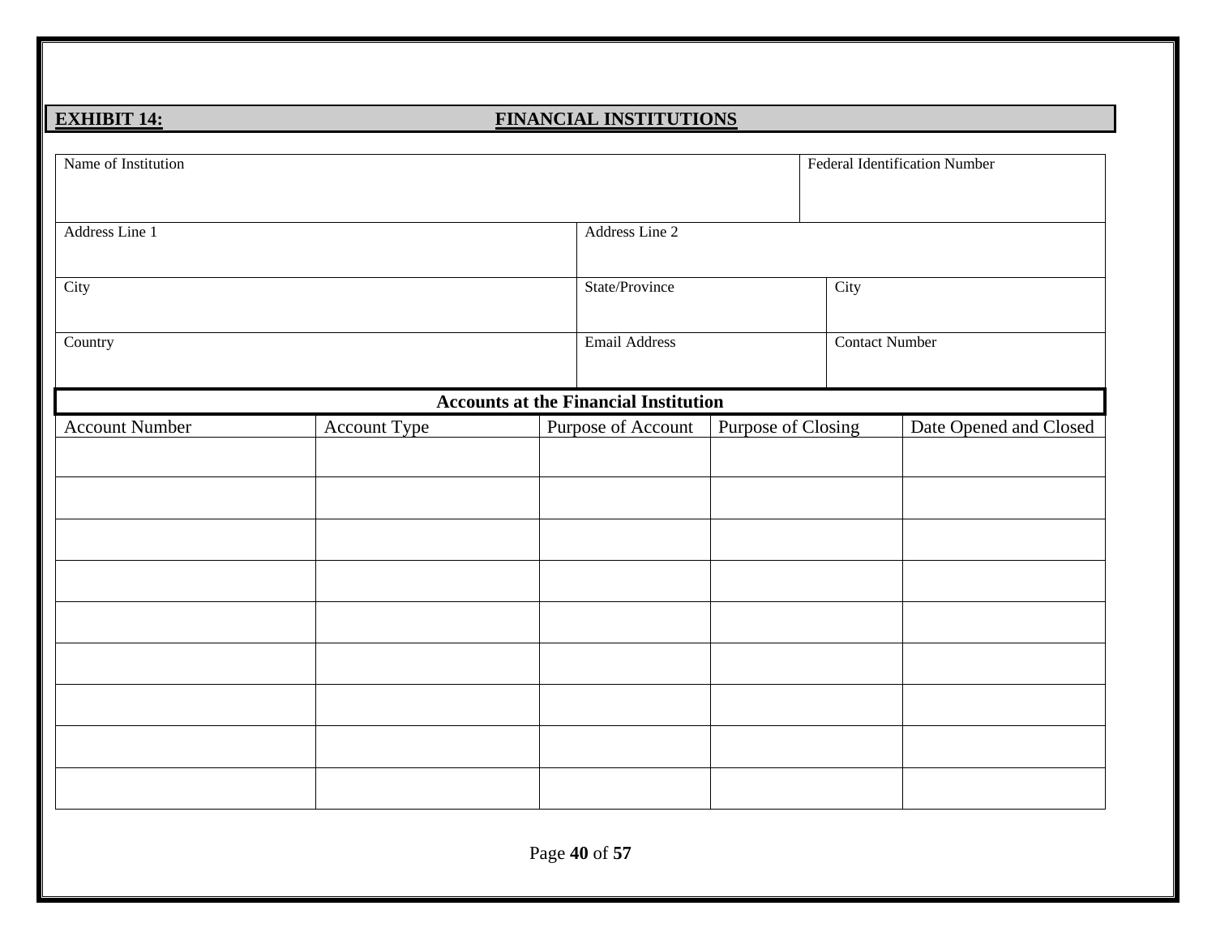## EXHIBIT 14: FINANCIAL INSTITUTIONS

| Name of Institution | | Federal Identification Number |
|---|---|---|
| | | |

| Address Line 1 | Address Line 2 | |
|---|---|---|
| | | |
| **City** | **State/Province** | **City** |
| | | |
| **Country** | **Email Address** | **Contact Number** |
| | | |

**Accounts at the Financial Institution**

| Account Number | Account Type | Purpose of Account | Purpose of Closing | Date Opened and Closed |
|---|---|---|---|---|
| | | | | |
| | | | | |
| | | | | |
| | | | | |
| | | | | |
| | | | | |
| | | | | |
| | | | | |
| | | | | |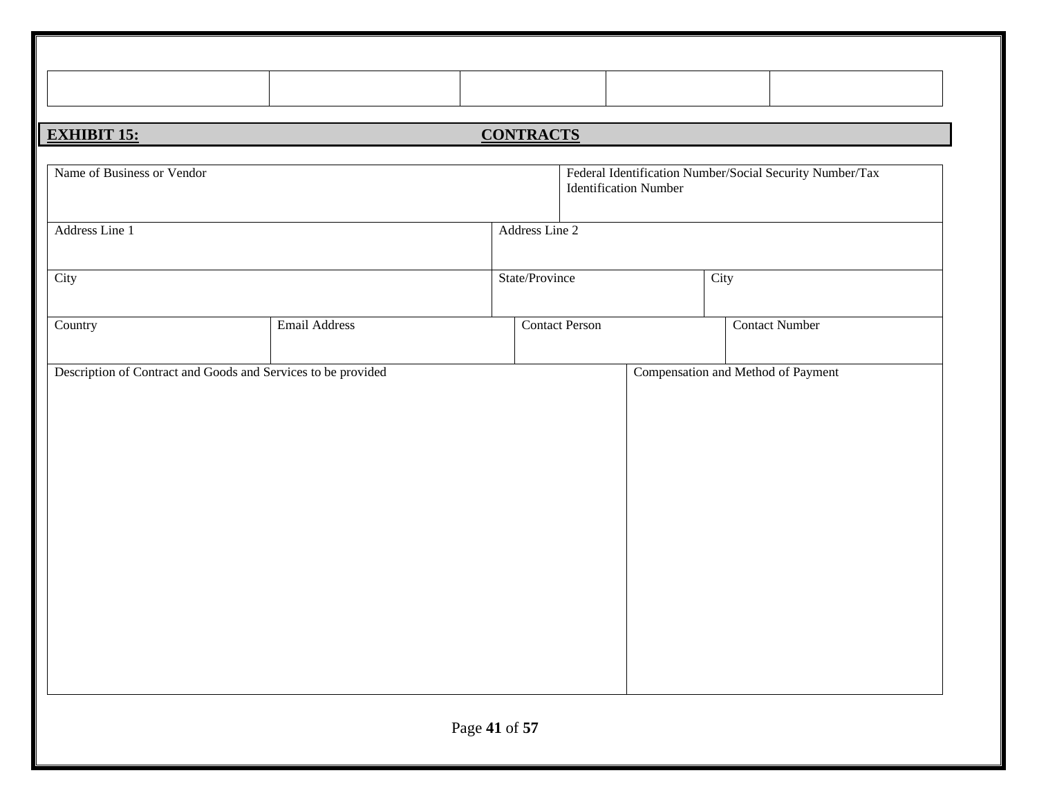| | | | | |
|---|---|---|---|---|
| | | | | |

## EXHIBIT 15: CONTRACTS

| Name of Business or Vendor | Federal Identification Number/Social Security Number/Tax Identification Number |
|---|---|
| | |

| Address Line 1 | Address Line 2 |
|---|---|
| | |

| City | State/Province | City |
|---|---|---|
| | | |

| Country | Email Address | Contact Person | Contact Number |
|---|---|---|---|
| | | | |

| Description of Contract and Goods and Services to be provided | Compensation and Method of Payment |
|---|---|
| | |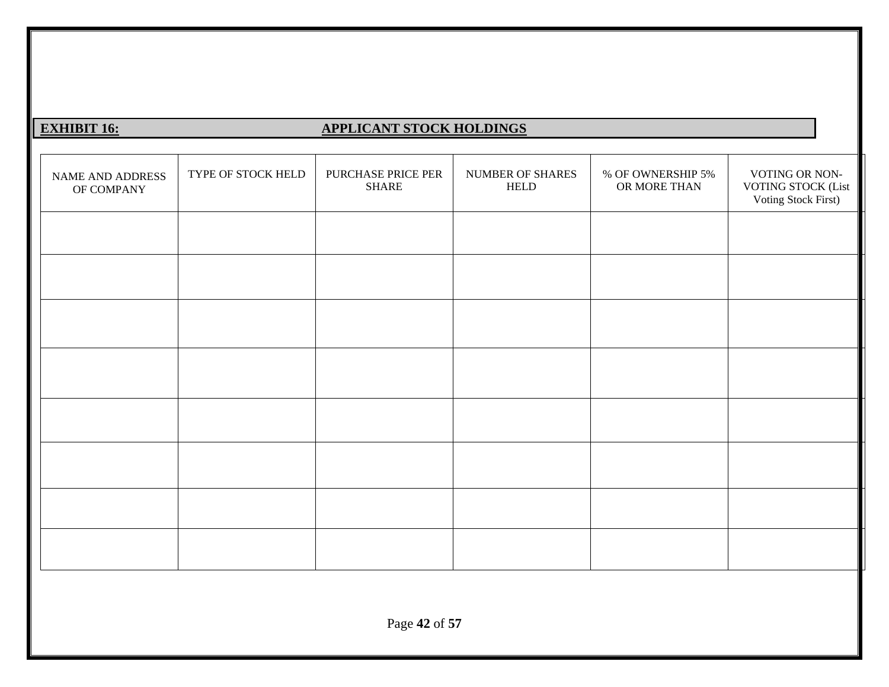## EXHIBIT 16: APPLICANT STOCK HOLDINGS

| NAME AND ADDRESS OF COMPANY | TYPE OF STOCK HELD | PURCHASE PRICE PER SHARE | NUMBER OF SHARES HELD | % OF OWNERSHIP 5% OR MORE THAN | VOTING OR NON-VOTING STOCK (List Voting Stock First) |
|---|---|---|---|---|---|
| | | | | | |
| | | | | | |
| | | | | | |
| | | | | | |
| | | | | | |
| | | | | | |
| | | | | | |
| | | | | | |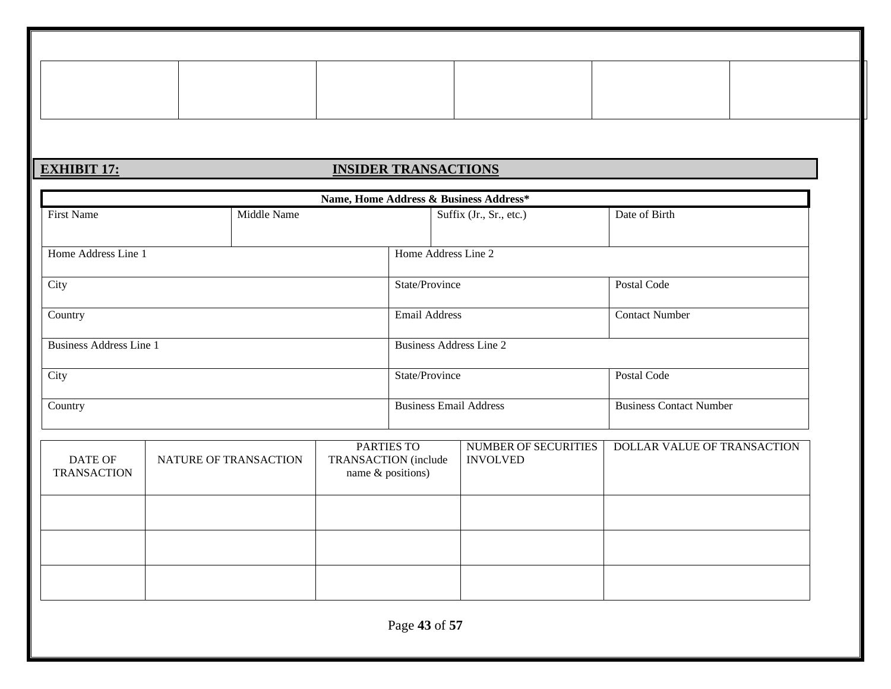| | | | | | |
|---|---|---|---|---|---|
| | | | | | |

## EXHIBIT 17: INSIDER TRANSACTIONS

| Name, Home Address & Business Address* | | | |
|---|---|---|---|
| First Name | Middle Name | Suffix (Jr., Sr., etc.) | Date of Birth |
| Home Address Line 1 | Home Address Line 2 | | |
| City | State/Province | | Postal Code |
| Country | Email Address | | Contact Number |
| Business Address Line 1 | Business Address Line 2 | | |
| City | State/Province | | Postal Code |
| Country | Business Email Address | | Business Contact Number |

| DATE OF TRANSACTION | NATURE OF TRANSACTION | PARTIES TO TRANSACTION (include name & positions) | NUMBER OF SECURITIES INVOLVED | DOLLAR VALUE OF TRANSACTION |
|---|---|---|---|---|
| | | | | |
| | | | | |
| | | | | |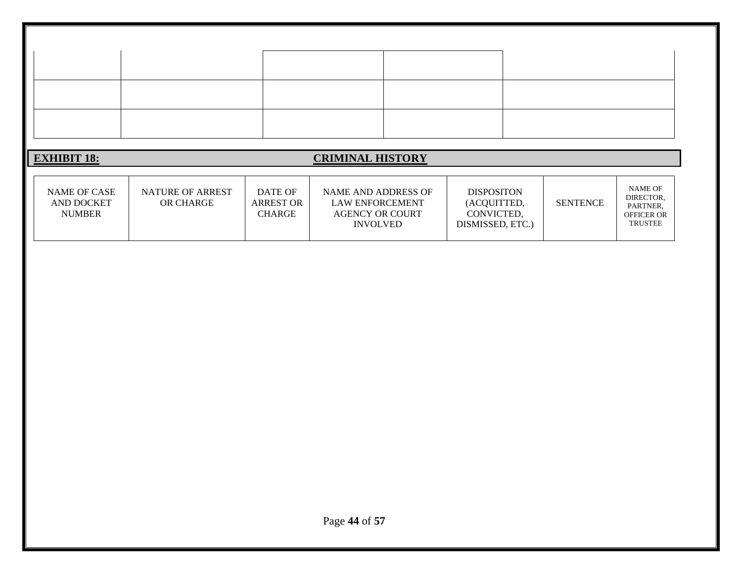| | | | | |
|---|---|---|---|---|
| | | | | |
| | | | | |
| | | | | |

**EXHIBIT 18:** **CRIMINAL HISTORY**

| NAME OF CASE AND DOCKET NUMBER | NATURE OF ARREST OR CHARGE | DATE OF ARREST OR CHARGE | NAME AND ADDRESS OF LAW ENFORCEMENT AGENCY OR COURT INVOLVED | DISPOSITON (ACQUITTED, CONVICTED, DISMISSED, ETC.) | SENTENCE | NAME OF DIRECTOR, PARTNER, OFFICER OR TRUSTEE |
|---|---|---|---|---|---|---|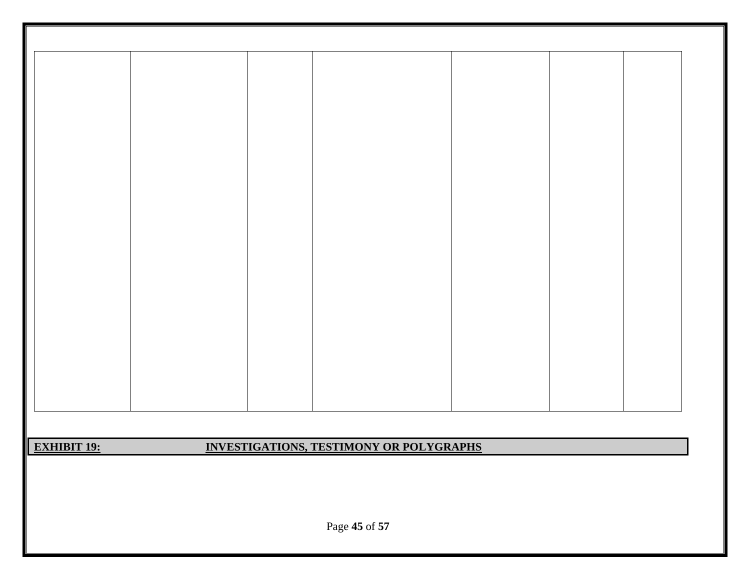|  |  |  |  |  |  |  |
|---|---|---|---|---|---|---|
|  |  |  |  |  |  |  |

**EXHIBIT 19:** **INVESTIGATIONS, TESTIMONY OR POLYGRAPHS**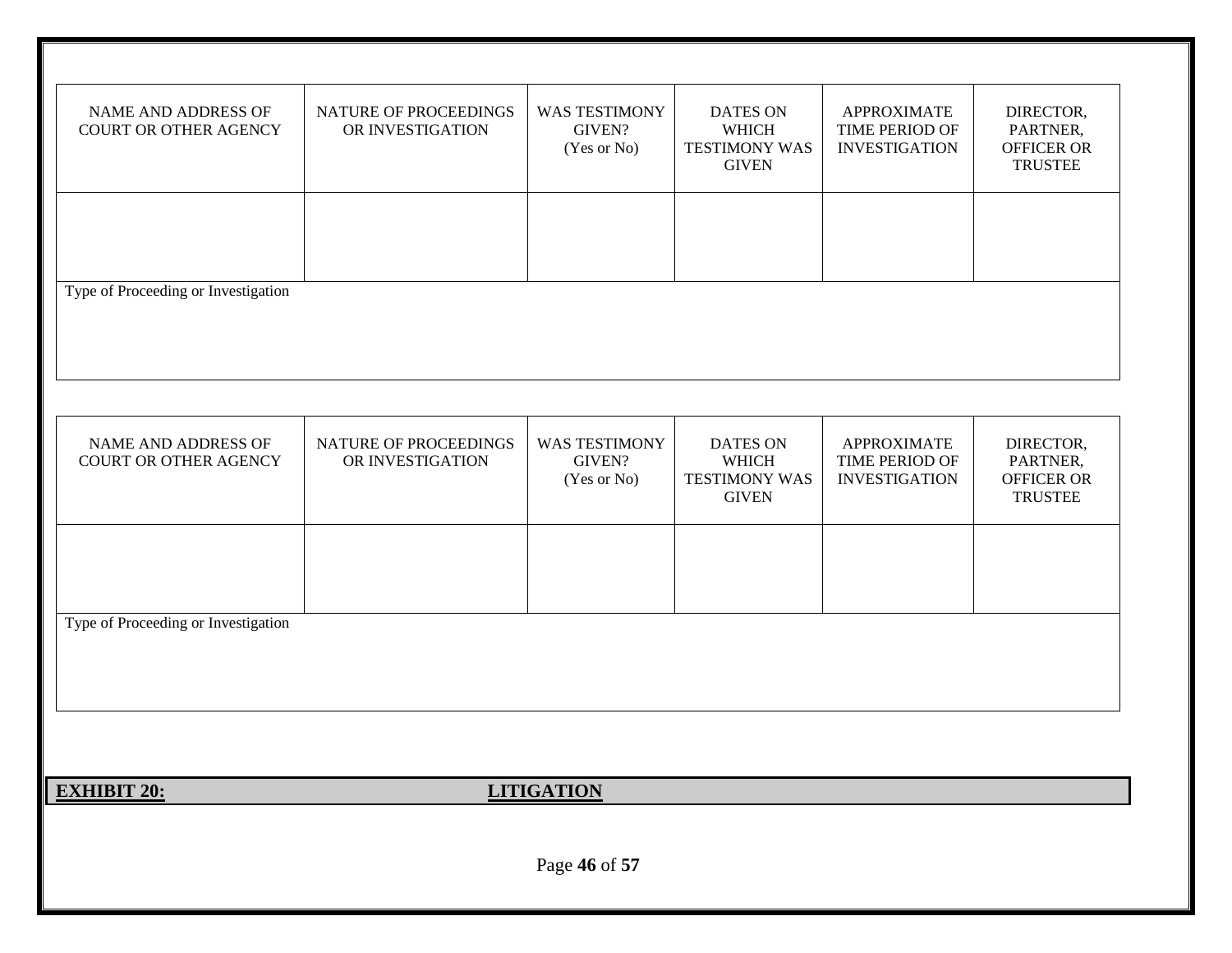| NAME AND ADDRESS OF COURT OR OTHER AGENCY | NATURE OF PROCEEDINGS OR INVESTIGATION | WAS TESTIMONY GIVEN? (Yes or No) | DATES ON WHICH TESTIMONY WAS GIVEN | APPROXIMATE TIME PERIOD OF INVESTIGATION | DIRECTOR, PARTNER, OFFICER OR TRUSTEE |
|---|---|---|---|---|---|
| | | | | | |
| Type of Proceeding or Investigation | | | | | |

| NAME AND ADDRESS OF COURT OR OTHER AGENCY | NATURE OF PROCEEDINGS OR INVESTIGATION | WAS TESTIMONY GIVEN? (Yes or No) | DATES ON WHICH TESTIMONY WAS GIVEN | APPROXIMATE TIME PERIOD OF INVESTIGATION | DIRECTOR, PARTNER, OFFICER OR TRUSTEE |
|---|---|---|---|---|---|
| | | | | | |
| Type of Proceeding or Investigation | | | | | |

## **EXHIBIT 20: LITIGATION**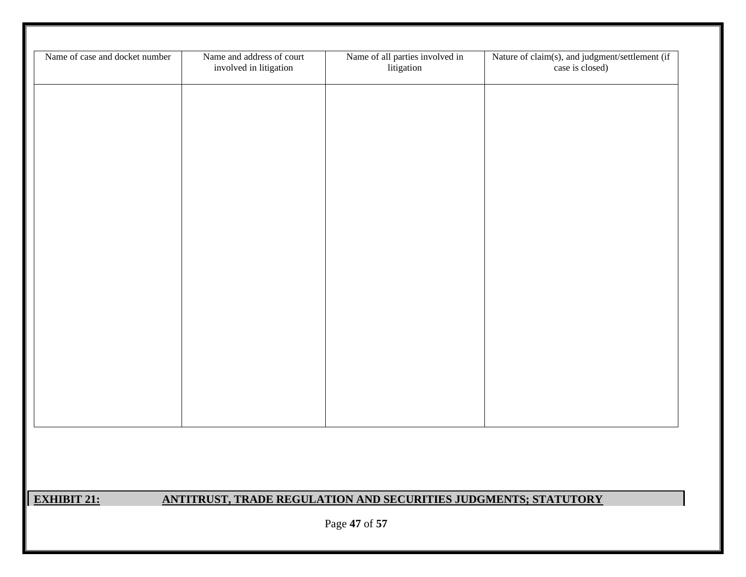| Name of case and docket number | Name and address of court involved in litigation | Name of all parties involved in litigation | Nature of claim(s), and judgment/settlement (if case is closed) |
| --- | --- | --- | --- |
| | | | |

**EXHIBIT 21: ANTITRUST, TRADE REGULATION AND SECURITIES JUDGMENTS; STATUTORY**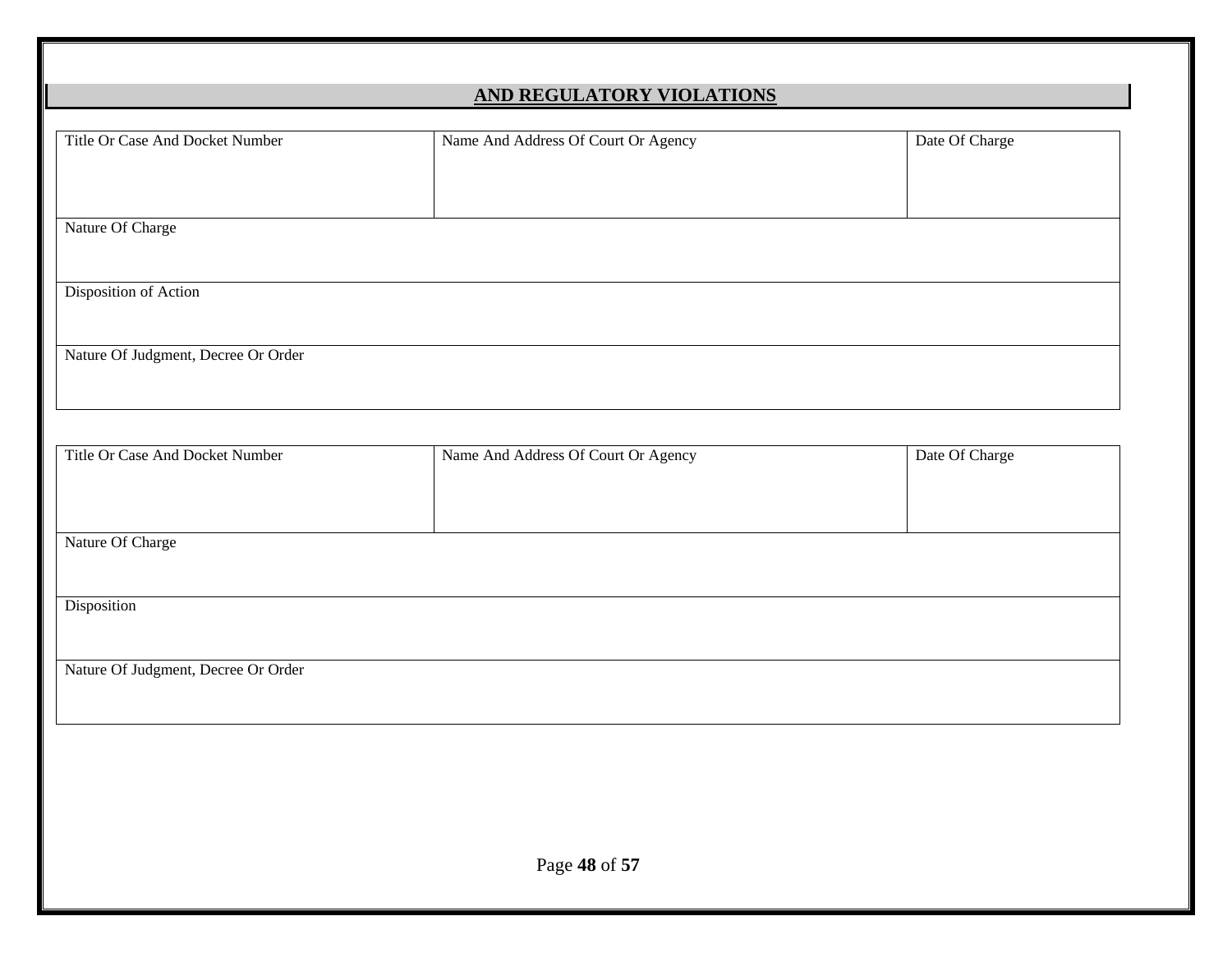## AND REGULATORY VIOLATIONS

| Title Or Case And Docket Number | Name And Address Of Court Or Agency | Date Of Charge |
|---|---|---|
| | | |
| Nature Of Charge | | |
| | | |
| Disposition of Action | | |
| | | |
| Nature Of Judgment, Decree Or Order | | |
| | | |

| Title Or Case And Docket Number | Name And Address Of Court Or Agency | Date Of Charge |
|---|---|---|
| | | |
| Nature Of Charge | | |
| | | |
| Disposition | | |
| | | |
| Nature Of Judgment, Decree Or Order | | |
| | | |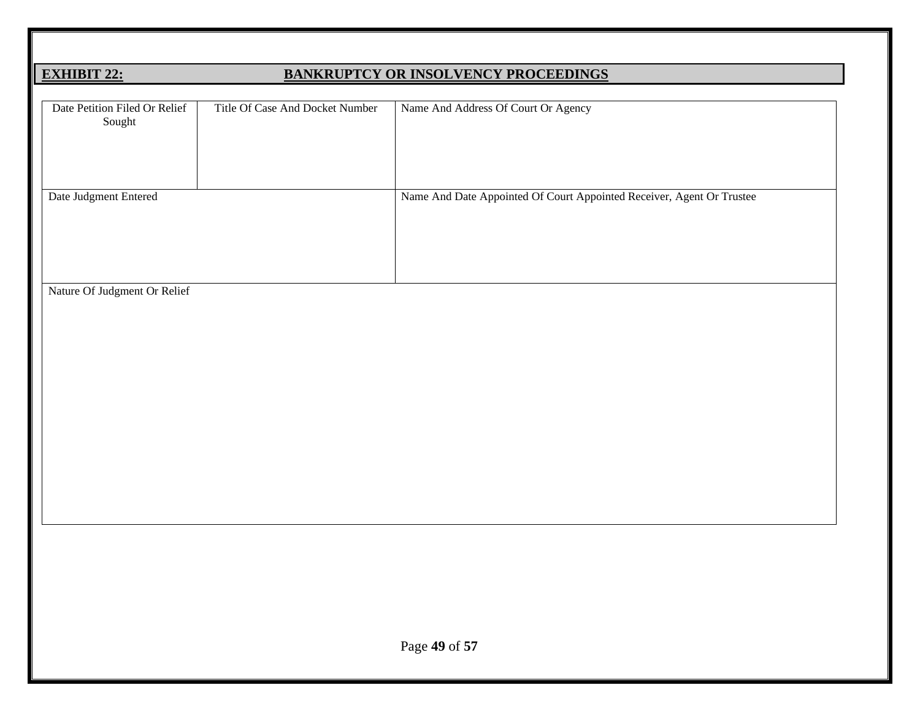## EXHIBIT 22: BANKRUPTCY OR INSOLVENCY PROCEEDINGS

| Date Petition Filed Or Relief Sought | Title Of Case And Docket Number | Name And Address Of Court Or Agency |
|---|---|---|
| | | |

| Date Judgment Entered | Name And Date Appointed Of Court Appointed Receiver, Agent Or Trustee |
|---|---|
| | |

| Nature Of Judgment Or Relief |
|---|
| |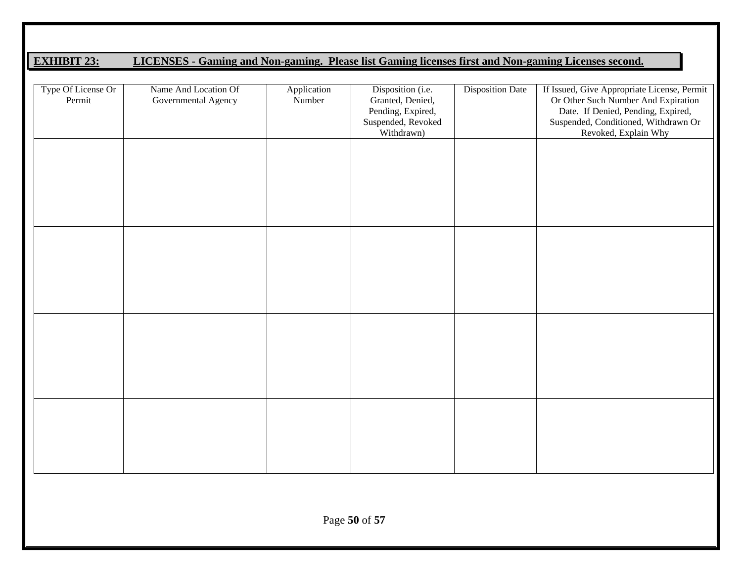**EXHIBIT 23: LICENSES - Gaming and Non-gaming. Please list Gaming licenses first and Non-gaming Licenses second.**

| Type Of License Or Permit | Name And Location Of Governmental Agency | Application Number | Disposition (i.e. Granted, Denied, Pending, Expired, Suspended, Revoked Withdrawn) | Disposition Date | If Issued, Give Appropriate License, Permit Or Other Such Number And Expiration Date. If Denied, Pending, Expired, Suspended, Conditioned, Withdrawn Or Revoked, Explain Why |
|---|---|---|---|---|---|
| | | | | | |
| | | | | | |
| | | | | | |
| | | | | | |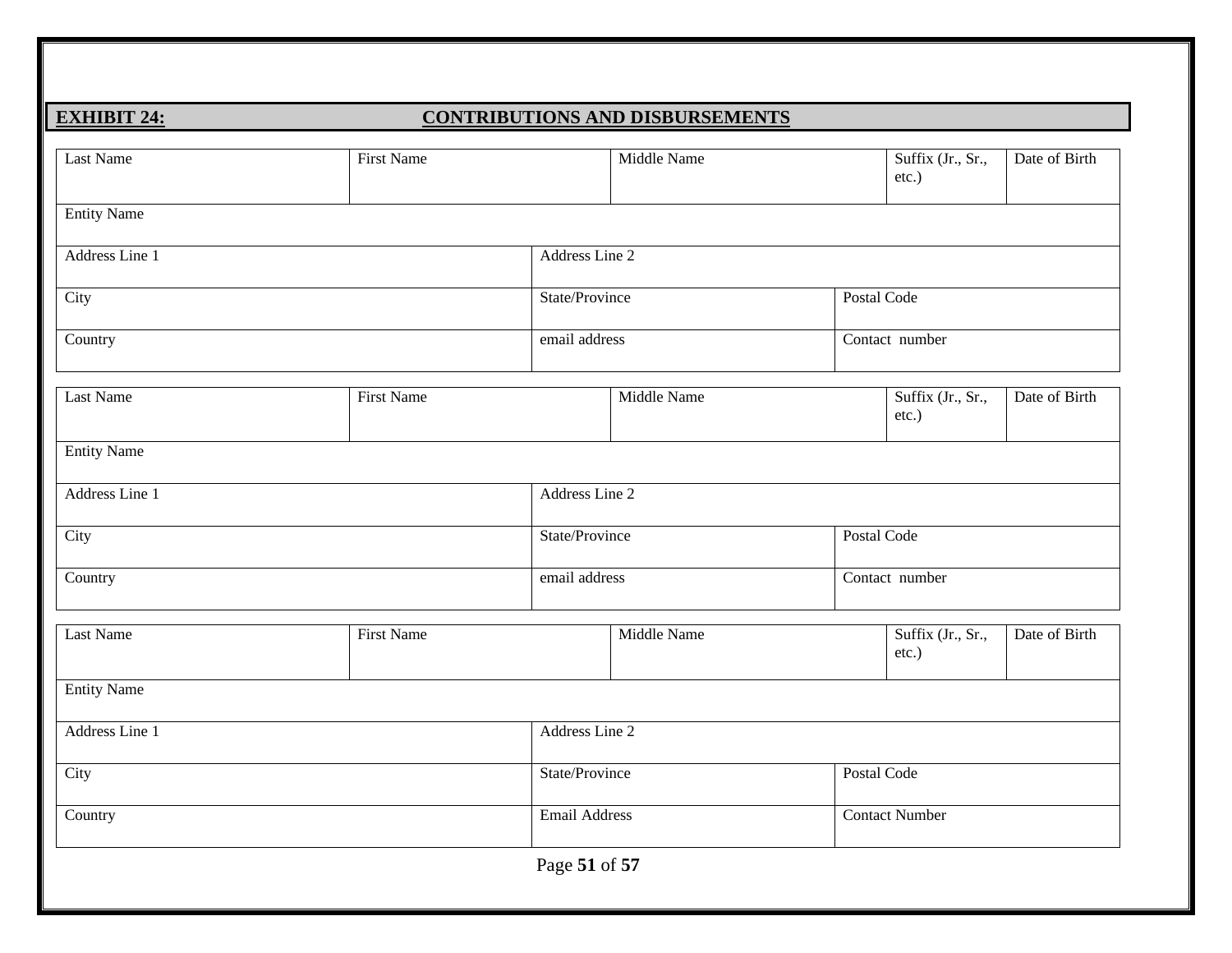## EXHIBIT 24: CONTRIBUTIONS AND DISBURSEMENTS

| Last Name | First Name | Middle Name | Suffix (Jr., Sr., etc.) | Date of Birth |
|---|---|---|---|---|
| Entity Name | | | | |
| Address Line 1 | Address Line 2 | | | |
| City | State/Province | Postal Code | | |
| Country | email address | Contact number | | |

| Last Name | First Name | Middle Name | Suffix (Jr., Sr., etc.) | Date of Birth |
|---|---|---|---|---|
| Entity Name | | | | |
| Address Line 1 | Address Line 2 | | | |
| City | State/Province | Postal Code | | |
| Country | email address | Contact number | | |

| Last Name | First Name | Middle Name | Suffix (Jr., Sr., etc.) | Date of Birth |
|---|---|---|---|---|
| Entity Name | | | | |
| Address Line 1 | Address Line 2 | | | |
| City | State/Province | Postal Code | | |
| Country | Email Address | Contact Number | | |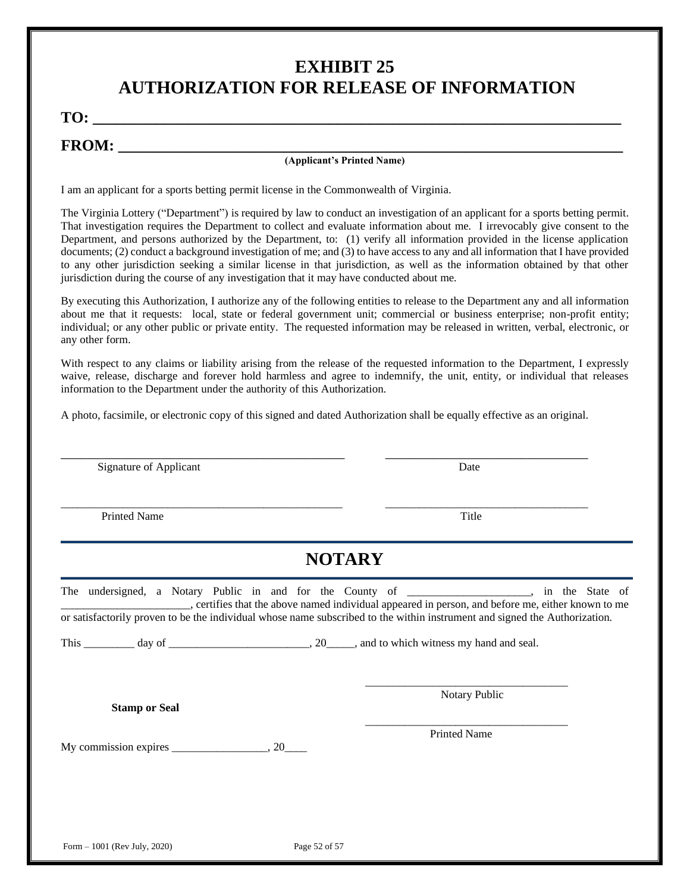# EXHIBIT 25
# AUTHORIZATION FOR RELEASE OF INFORMATION

**TO: ______________________________________________________________________**

**FROM: ____________________________________________________________________**
**(Applicant's Printed Name)**

I am an applicant for a sports betting permit license in the Commonwealth of Virginia.

The Virginia Lottery ("Department") is required by law to conduct an investigation of an applicant for a sports betting permit. That investigation requires the Department to collect and evaluate information about me. I irrevocably give consent to the Department, and persons authorized by the Department, to: (1) verify all information provided in the license application documents; (2) conduct a background investigation of me; and (3) to have access to any and all information that I have provided to any other jurisdiction seeking a similar license in that jurisdiction, as well as the information obtained by that other jurisdiction during the course of any investigation that it may have conducted about me.

By executing this Authorization, I authorize any of the following entities to release to the Department any and all information about me that it requests: local, state or federal government unit; commercial or business enterprise; non-profit entity; individual; or any other public or private entity. The requested information may be released in written, verbal, electronic, or any other form.

With respect to any claims or liability arising from the release of the requested information to the Department, I expressly waive, release, discharge and forever hold harmless and agree to indemnify, the unit, entity, or individual that releases information to the Department under the authority of this Authorization.

A photo, facsimile, or electronic copy of this signed and dated Authorization shall be equally effective as an original.

_______________________________________________ &nbsp;&nbsp;&nbsp;&nbsp; _________________________________
Signature of Applicant &nbsp;&nbsp;&nbsp;&nbsp;&nbsp;&nbsp;&nbsp;&nbsp;&nbsp;&nbsp;&nbsp;&nbsp;&nbsp;&nbsp;&nbsp;&nbsp;&nbsp;&nbsp;&nbsp;&nbsp;&nbsp;&nbsp;&nbsp;&nbsp;&nbsp;&nbsp;&nbsp;&nbsp;&nbsp;&nbsp; Date

_______________________________________________ &nbsp;&nbsp;&nbsp;&nbsp; _________________________________
Printed Name &nbsp;&nbsp;&nbsp;&nbsp;&nbsp;&nbsp;&nbsp;&nbsp;&nbsp;&nbsp;&nbsp;&nbsp;&nbsp;&nbsp;&nbsp;&nbsp;&nbsp;&nbsp;&nbsp;&nbsp;&nbsp;&nbsp;&nbsp;&nbsp;&nbsp;&nbsp;&nbsp;&nbsp;&nbsp;&nbsp;&nbsp;&nbsp;&nbsp;&nbsp;&nbsp;&nbsp;&nbsp; Title

---

## NOTARY

---

The undersigned, a Notary Public in and for the County of _____________________, in the State of ______________________, certifies that the above named individual appeared in person, and before me, either known to me or satisfactorily proven to be the individual whose name subscribed to the within instrument and signed the Authorization.

This _________ day of ________________________, 20_____, and to which witness my hand and seal.

_________________________________
Notary Public

**Stamp or Seal**

_________________________________
Printed Name

My commission expires _________________, 20____

Form – 1001 (Rev July, 2020)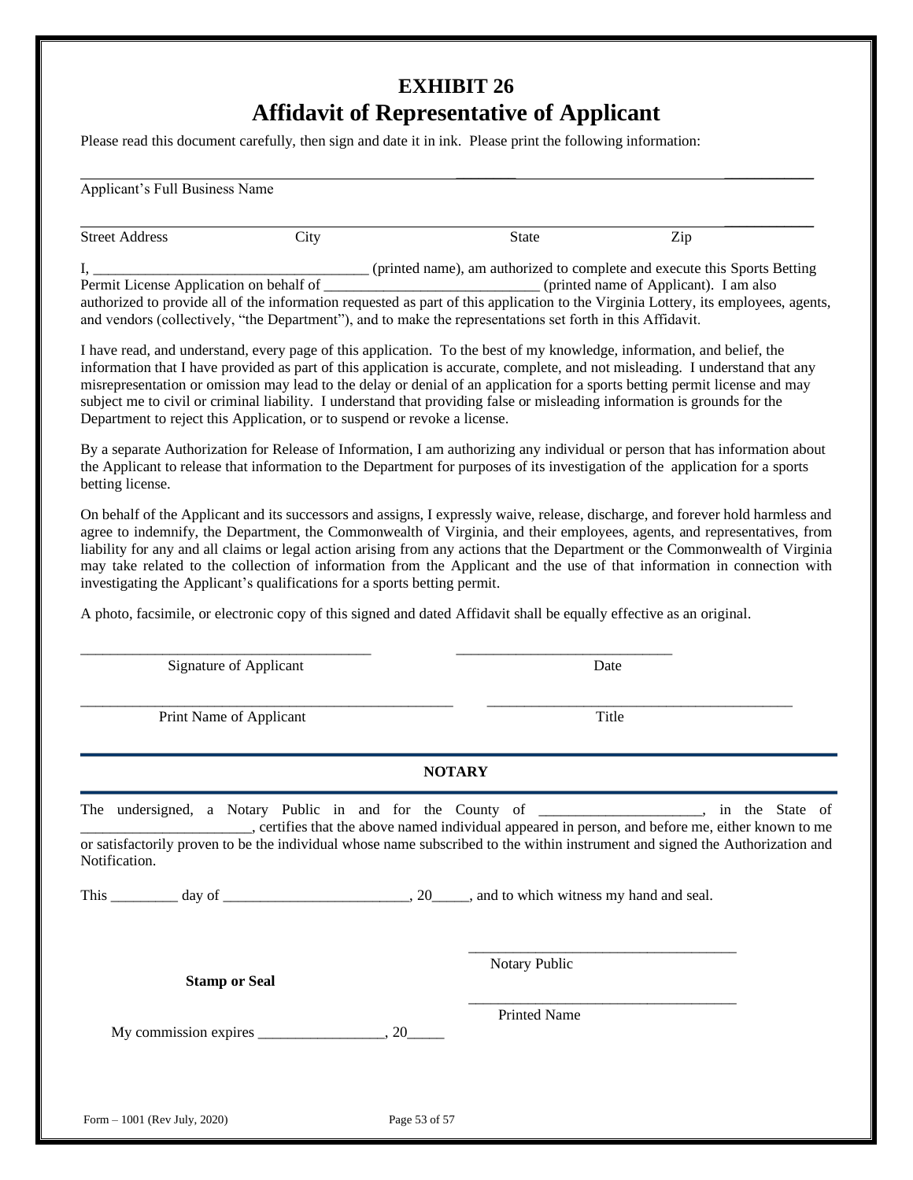# EXHIBIT 26

# Affidavit of Representative of Applicant

Please read this document carefully, then sign and date it in ink. Please print the following information:

\_\_\_\_\_\_\_\_\_\_\_\_\_\_\_\_\_\_\_\_\_\_\_\_\_\_\_\_\_\_\_\_\_\_\_\_\_\_\_\_\_\_\_\_\_\_\_\_\_\_\_\_\_\_\_\_\_\_\_\_\_\_\_\_\_\_\_\_\_\_\_\_\_\_\_\_\_\_

Applicant's Full Business Name

\_\_\_\_\_\_\_\_\_\_\_\_\_\_\_\_\_\_\_\_\_\_\_\_\_\_\_\_\_\_\_\_\_\_\_\_\_\_\_\_\_\_\_\_\_\_\_\_\_\_\_\_\_\_\_\_\_\_\_\_\_\_\_\_\_\_\_\_\_\_\_\_\_\_\_\_\_\_

Street Address          City          State          Zip

I, \_\_\_\_\_\_\_\_\_\_\_\_\_\_\_\_\_\_\_\_\_\_\_\_\_\_\_\_\_\_\_\_\_\_\_\_ (printed name), am authorized to complete and execute this Sports Betting Permit License Application on behalf of \_\_\_\_\_\_\_\_\_\_\_\_\_\_\_\_\_\_\_\_\_\_\_\_\_\_\_\_ (printed name of Applicant). I am also authorized to provide all of the information requested as part of this application to the Virginia Lottery, its employees, agents, and vendors (collectively, "the Department"), and to make the representations set forth in this Affidavit.

I have read, and understand, every page of this application. To the best of my knowledge, information, and belief, the information that I have provided as part of this application is accurate, complete, and not misleading. I understand that any misrepresentation or omission may lead to the delay or denial of an application for a sports betting permit license and may subject me to civil or criminal liability. I understand that providing false or misleading information is grounds for the Department to reject this Application, or to suspend or revoke a license.

By a separate Authorization for Release of Information, I am authorizing any individual or person that has information about the Applicant to release that information to the Department for purposes of its investigation of the application for a sports betting license.

On behalf of the Applicant and its successors and assigns, I expressly waive, release, discharge, and forever hold harmless and agree to indemnify, the Department, the Commonwealth of Virginia, and their employees, agents, and representatives, from liability for any and all claims or legal action arising from any actions that the Department or the Commonwealth of Virginia may take related to the collection of information from the Applicant and the use of that information in connection with investigating the Applicant's qualifications for a sports betting permit.

A photo, facsimile, or electronic copy of this signed and dated Affidavit shall be equally effective as an original.

\_\_\_\_\_\_\_\_\_\_\_\_\_\_\_\_\_\_\_\_\_\_\_\_\_\_\_\_\_\_\_\_\_\_\_\_\_\_          \_\_\_\_\_\_\_\_\_\_\_\_\_\_\_\_\_\_\_\_\_\_\_\_\_\_\_\_\_\_

Signature of Applicant          Date

\_\_\_\_\_\_\_\_\_\_\_\_\_\_\_\_\_\_\_\_\_\_\_\_\_\_\_\_\_\_\_\_\_\_\_\_\_\_\_\_\_\_\_\_\_\_\_\_          \_\_\_\_\_\_\_\_\_\_\_\_\_\_\_\_\_\_\_\_\_\_\_\_\_\_\_\_\_\_\_\_\_\_\_\_\_\_\_\_\_\_

Print Name of Applicant          Title

---

**NOTARY**

---

The undersigned, a Notary Public in and for the County of \_\_\_\_\_\_\_\_\_\_\_\_\_\_\_\_\_\_\_\_\_\_, in the State of \_\_\_\_\_\_\_\_\_\_\_\_\_\_\_\_\_\_\_\_\_\_\_, certifies that the above named individual appeared in person, and before me, either known to me or satisfactorily proven to be the individual whose name subscribed to the within instrument and signed the Authorization and Notification.

This \_\_\_\_\_\_\_\_\_ day of \_\_\_\_\_\_\_\_\_\_\_\_\_\_\_\_\_\_\_\_\_\_\_\_\_, 20\_\_\_\_\_, and to which witness my hand and seal.

\_\_\_\_\_\_\_\_\_\_\_\_\_\_\_\_\_\_\_\_\_\_\_\_\_\_\_\_\_\_\_\_\_\_\_\_

Notary Public

**Stamp or Seal**

\_\_\_\_\_\_\_\_\_\_\_\_\_\_\_\_\_\_\_\_\_\_\_\_\_\_\_\_\_\_\_\_\_\_\_\_

Printed Name

My commission expires \_\_\_\_\_\_\_\_\_\_\_\_\_\_\_\_\_, 20\_\_\_\_\_

Form – 1001 (Rev July, 2020)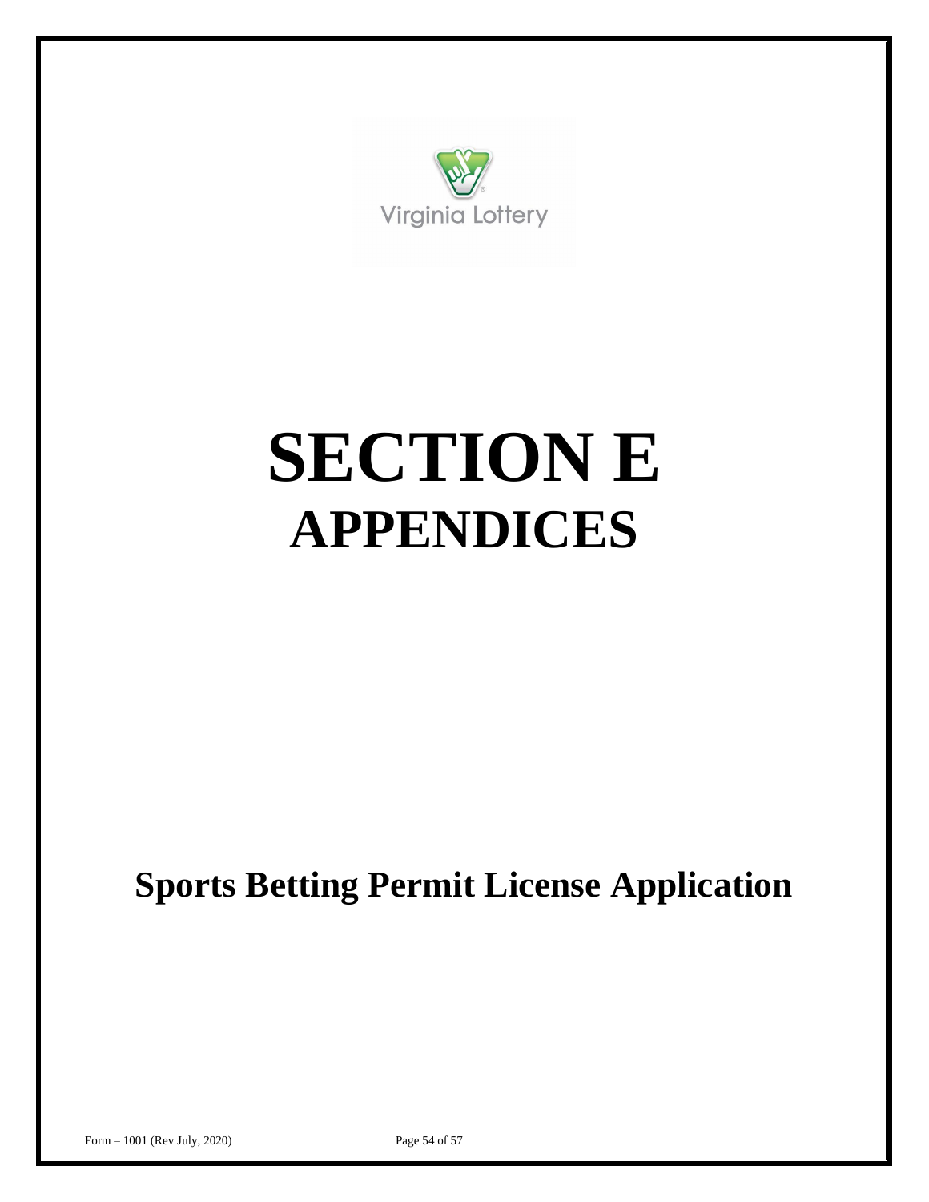Virginia Lottery

# SECTION E
## APPENDICES

**Sports Betting Permit License Application**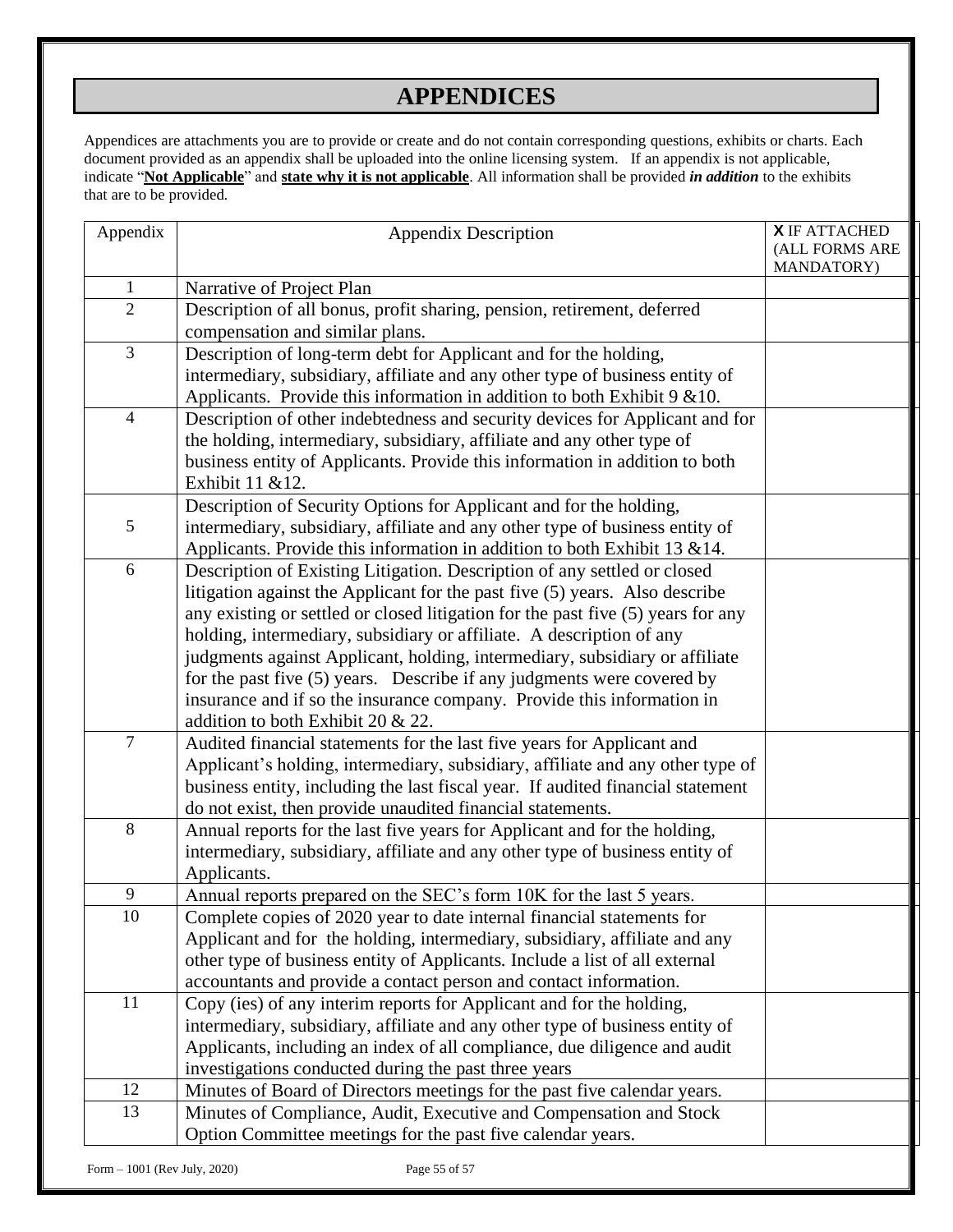# APPENDICES

Appendices are attachments you are to provide or create and do not contain corresponding questions, exhibits or charts. Each document provided as an appendix shall be uploaded into the online licensing system. If an appendix is not applicable, indicate "**Not Applicable**" and **state why it is not applicable**. All information shall be provided ***in addition*** to the exhibits that are to be provided.

| Appendix | Appendix Description | X IF ATTACHED (ALL FORMS ARE MANDATORY) |
|---|---|---|
| 1 | Narrative of Project Plan | |
| 2 | Description of all bonus, profit sharing, pension, retirement, deferred compensation and similar plans. | |
| 3 | Description of long-term debt for Applicant and for the holding, intermediary, subsidiary, affiliate and any other type of business entity of Applicants. Provide this information in addition to both Exhibit 9 &10. | |
| 4 | Description of other indebtedness and security devices for Applicant and for the holding, intermediary, subsidiary, affiliate and any other type of business entity of Applicants. Provide this information in addition to both Exhibit 11 &12. | |
| 5 | Description of Security Options for Applicant and for the holding, intermediary, subsidiary, affiliate and any other type of business entity of Applicants. Provide this information in addition to both Exhibit 13 &14. | |
| 6 | Description of Existing Litigation. Description of any settled or closed litigation against the Applicant for the past five (5) years. Also describe any existing or settled or closed litigation for the past five (5) years for any holding, intermediary, subsidiary or affiliate. A description of any judgments against Applicant, holding, intermediary, subsidiary or affiliate for the past five (5) years. Describe if any judgments were covered by insurance and if so the insurance company. Provide this information in addition to both Exhibit 20 & 22. | |
| 7 | Audited financial statements for the last five years for Applicant and Applicant's holding, intermediary, subsidiary, affiliate and any other type of business entity, including the last fiscal year. If audited financial statement do not exist, then provide unaudited financial statements. | |
| 8 | Annual reports for the last five years for Applicant and for the holding, intermediary, subsidiary, affiliate and any other type of business entity of Applicants. | |
| 9 | Annual reports prepared on the SEC's form 10K for the last 5 years. | |
| 10 | Complete copies of 2020 year to date internal financial statements for Applicant and for the holding, intermediary, subsidiary, affiliate and any other type of business entity of Applicants. Include a list of all external accountants and provide a contact person and contact information. | |
| 11 | Copy (ies) of any interim reports for Applicant and for the holding, intermediary, subsidiary, affiliate and any other type of business entity of Applicants, including an index of all compliance, due diligence and audit investigations conducted during the past three years | |
| 12 | Minutes of Board of Directors meetings for the past five calendar years. | |
| 13 | Minutes of Compliance, Audit, Executive and Compensation and Stock Option Committee meetings for the past five calendar years. | |

Form – 1001 (Rev July, 2020)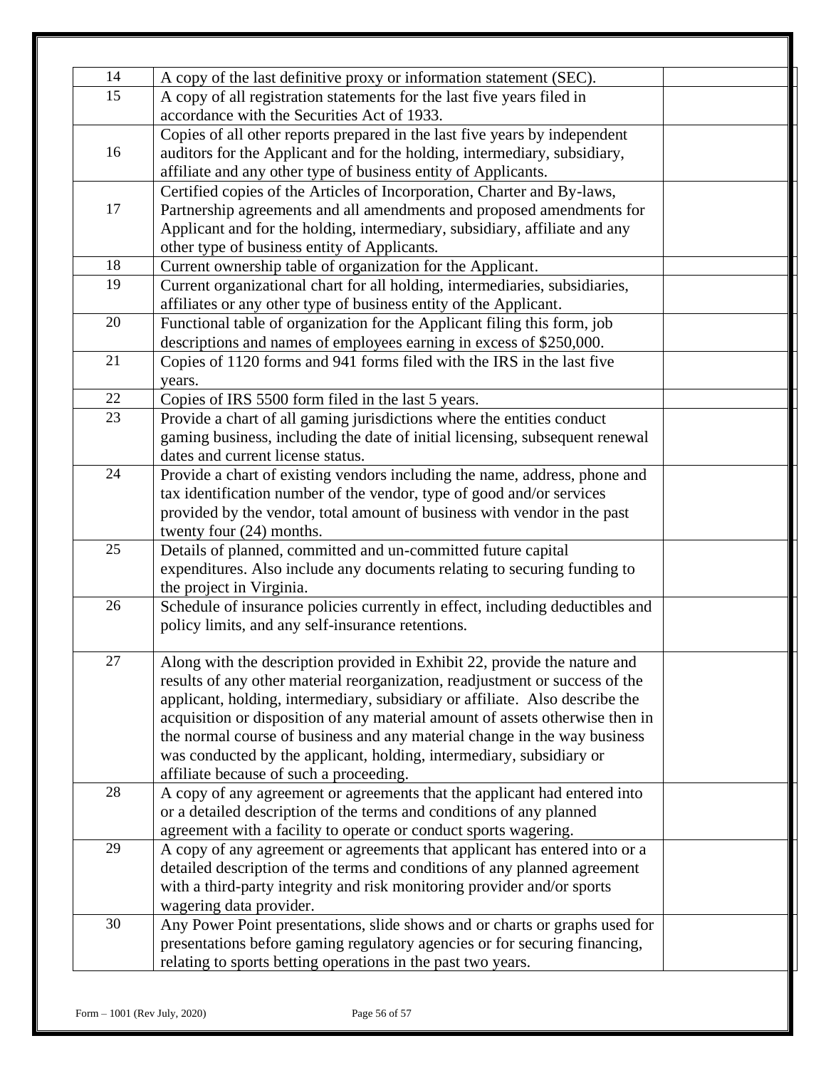| | | |
|---|---|---|
| 14 | A copy of the last definitive proxy or information statement (SEC). | |
| 15 | A copy of all registration statements for the last five years filed in accordance with the Securities Act of 1933. | |
| 16 | Copies of all other reports prepared in the last five years by independent auditors for the Applicant and for the holding, intermediary, subsidiary, affiliate and any other type of business entity of Applicants. | |
| 17 | Certified copies of the Articles of Incorporation, Charter and By-laws, Partnership agreements and all amendments and proposed amendments for Applicant and for the holding, intermediary, subsidiary, affiliate and any other type of business entity of Applicants. | |
| 18 | Current ownership table of organization for the Applicant. | |
| 19 | Current organizational chart for all holding, intermediaries, subsidiaries, affiliates or any other type of business entity of the Applicant. | |
| 20 | Functional table of organization for the Applicant filing this form, job descriptions and names of employees earning in excess of $250,000. | |
| 21 | Copies of 1120 forms and 941 forms filed with the IRS in the last five years. | |
| 22 | Copies of IRS 5500 form filed in the last 5 years. | |
| 23 | Provide a chart of all gaming jurisdictions where the entities conduct gaming business, including the date of initial licensing, subsequent renewal dates and current license status. | |
| 24 | Provide a chart of existing vendors including the name, address, phone and tax identification number of the vendor, type of good and/or services provided by the vendor, total amount of business with vendor in the past twenty four (24) months. | |
| 25 | Details of planned, committed and un-committed future capital expenditures. Also include any documents relating to securing funding to the project in Virginia. | |
| 26 | Schedule of insurance policies currently in effect, including deductibles and policy limits, and any self-insurance retentions. | |
| 27 | Along with the description provided in Exhibit 22, provide the nature and results of any other material reorganization, readjustment or success of the applicant, holding, intermediary, subsidiary or affiliate. Also describe the acquisition or disposition of any material amount of assets otherwise then in the normal course of business and any material change in the way business was conducted by the applicant, holding, intermediary, subsidiary or affiliate because of such a proceeding. | |
| 28 | A copy of any agreement or agreements that the applicant had entered into or a detailed description of the terms and conditions of any planned agreement with a facility to operate or conduct sports wagering. | |
| 29 | A copy of any agreement or agreements that applicant has entered into or a detailed description of the terms and conditions of any planned agreement with a third-party integrity and risk monitoring provider and/or sports wagering data provider. | |
| 30 | Any Power Point presentations, slide shows and or charts or graphs used for presentations before gaming regulatory agencies or for securing financing, relating to sports betting operations in the past two years. | |

Form – 1001 (Rev July, 2020)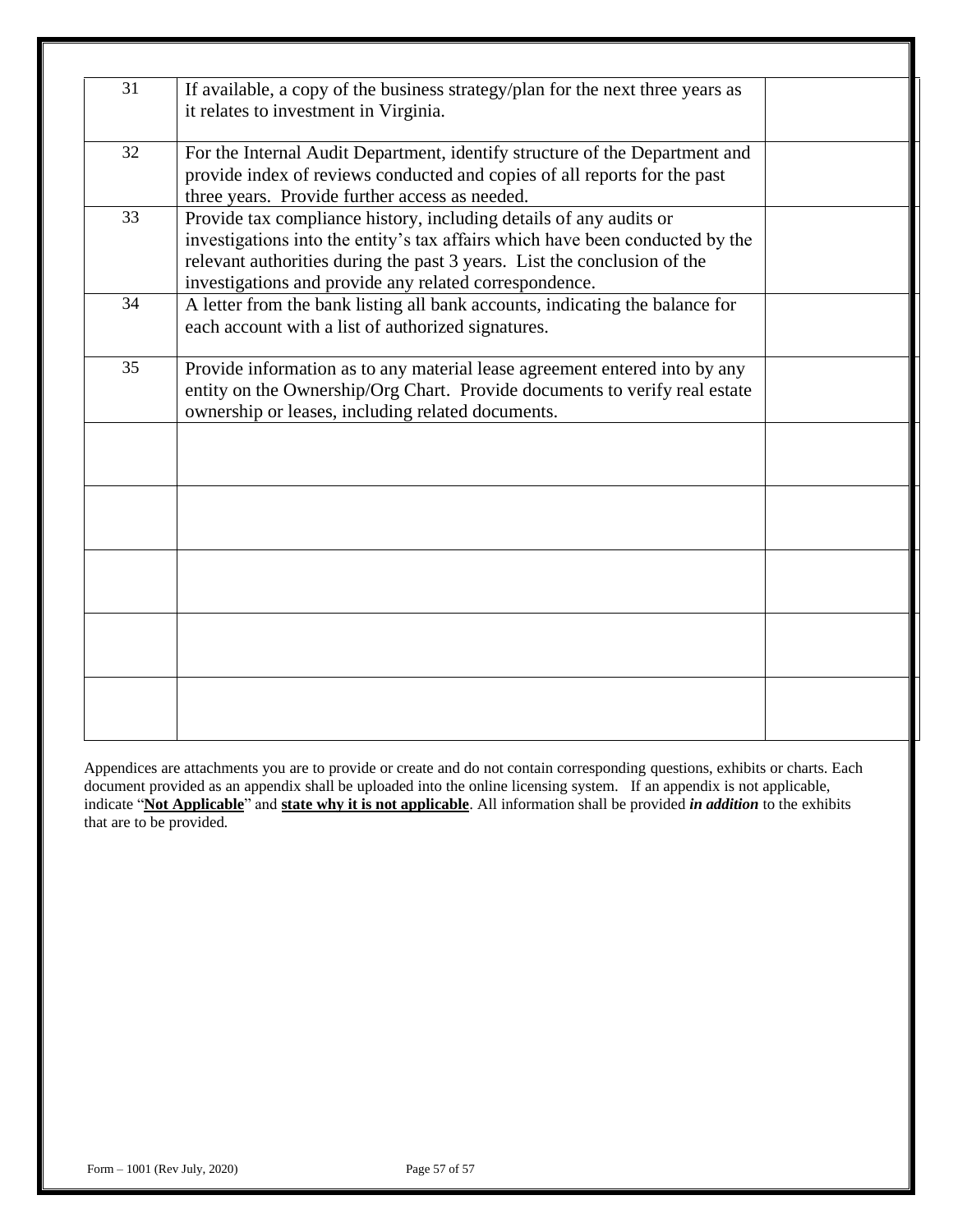| | | |
|---|---|---|
| 31 | If available, a copy of the business strategy/plan for the next three years as it relates to investment in Virginia. | |
| 32 | For the Internal Audit Department, identify structure of the Department and provide index of reviews conducted and copies of all reports for the past three years. Provide further access as needed. | |
| 33 | Provide tax compliance history, including details of any audits or investigations into the entity's tax affairs which have been conducted by the relevant authorities during the past 3 years. List the conclusion of the investigations and provide any related correspondence. | |
| 34 | A letter from the bank listing all bank accounts, indicating the balance for each account with a list of authorized signatures. | |
| 35 | Provide information as to any material lease agreement entered into by any entity on the Ownership/Org Chart. Provide documents to verify real estate ownership or leases, including related documents. | |
| | | |
| | | |
| | | |
| | | |
| | | |

Appendices are attachments you are to provide or create and do not contain corresponding questions, exhibits or charts. Each document provided as an appendix shall be uploaded into the online licensing system. If an appendix is not applicable, indicate "**Not Applicable**" and **state why it is not applicable**. All information shall be provided ***in addition*** to the exhibits that are to be provided.

Form – 1001 (Rev July, 2020)